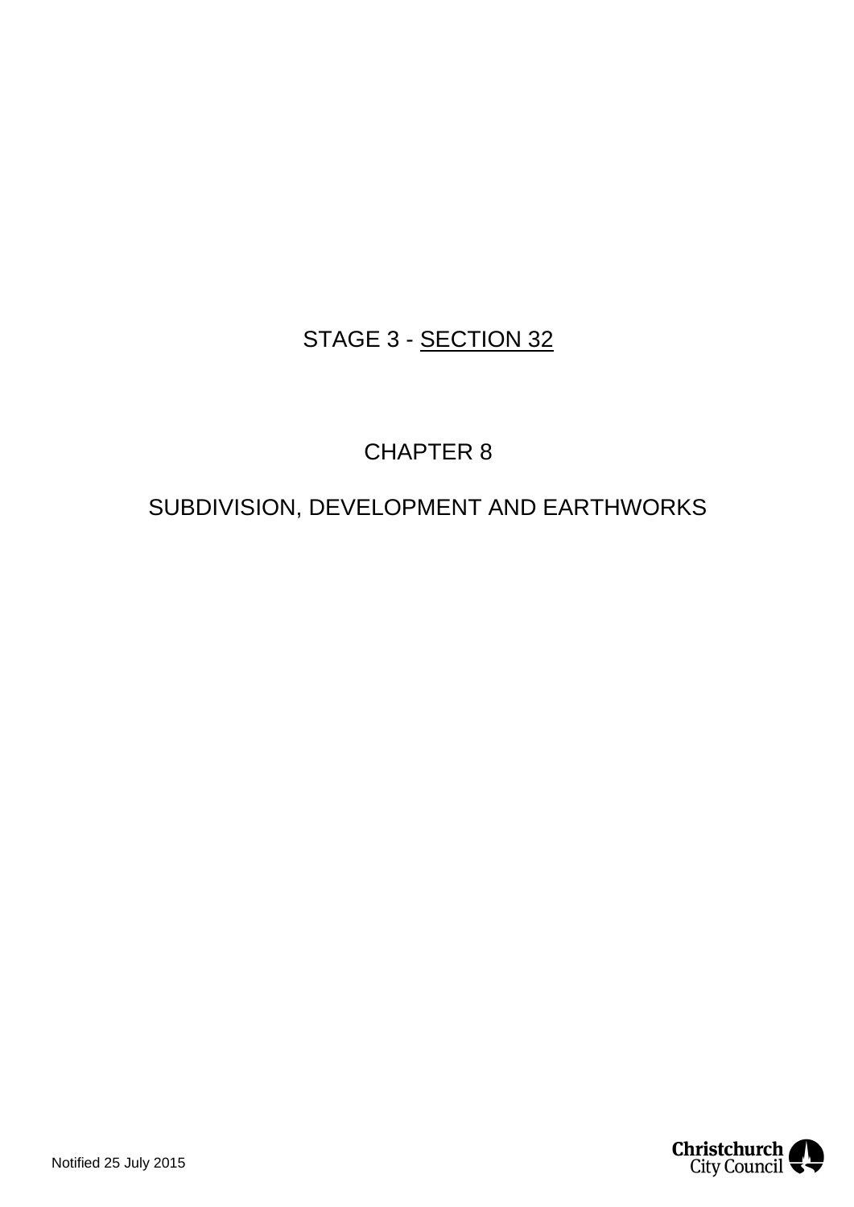STAGE 3 - SECTION 32

# CHAPTER 8

# SUBDIVISION, DEVELOPMENT AND EARTHWORKS

Notified 25 July 2015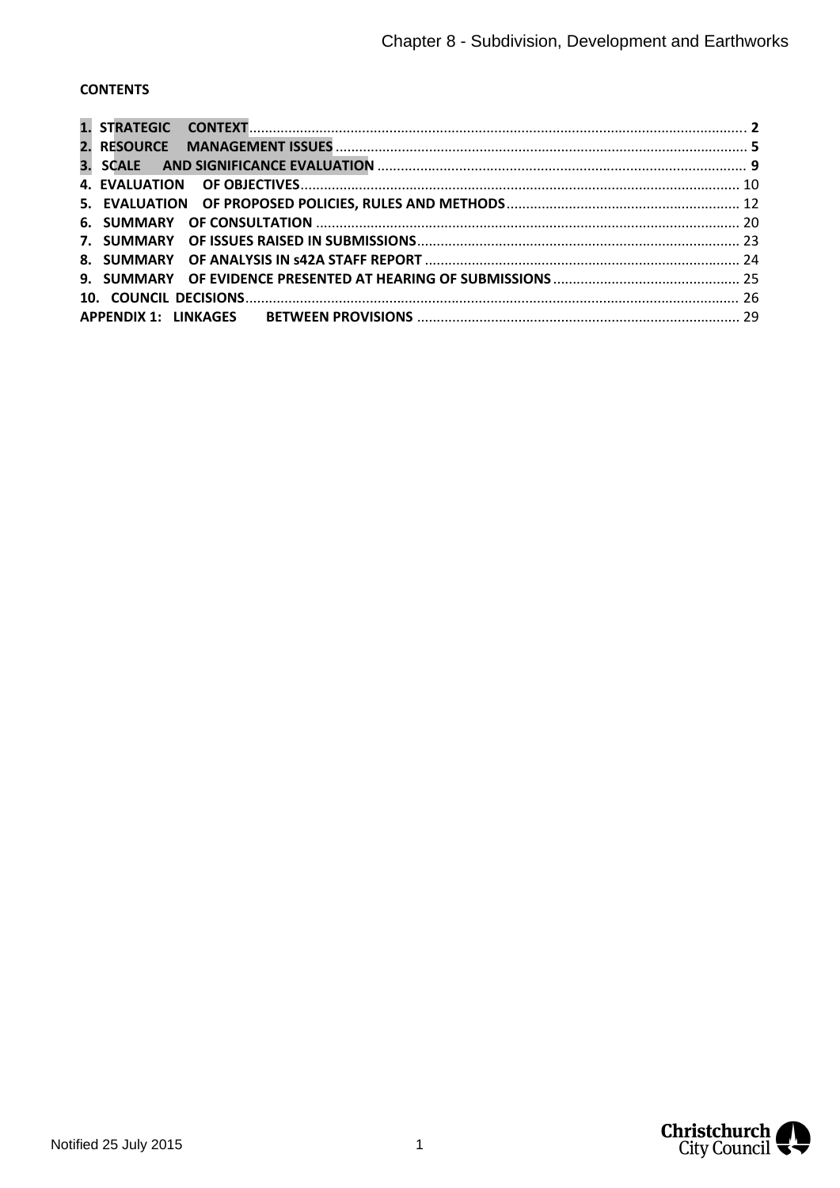**CONTENTS**

**1. STRATEGIC CONTEXT** .......... 2
**2. RESOURCE MANAGEMENT ISSUES** .......... 5
**3. SCALE AND SIGNIFICANCE EVALUATION** .......... 9
**4. EVALUATION OF OBJECTIVES** .......... 10
**5. EVALUATION OF PROPOSED POLICIES, RULES AND METHODS** .......... 12
**6. SUMMARY OF CONSULTATION** .......... 20
**7. SUMMARY OF ISSUES RAISED IN SUBMISSIONS** .......... 23
**8. SUMMARY OF ANALYSIS IN s42A STAFF REPORT** .......... 24
**9. SUMMARY OF EVIDENCE PRESENTED AT HEARING OF SUBMISSIONS** .......... 25
**10. COUNCIL DECISIONS** .......... 26
**APPENDIX 1: LINKAGES BETWEEN PROVISIONS** .......... 29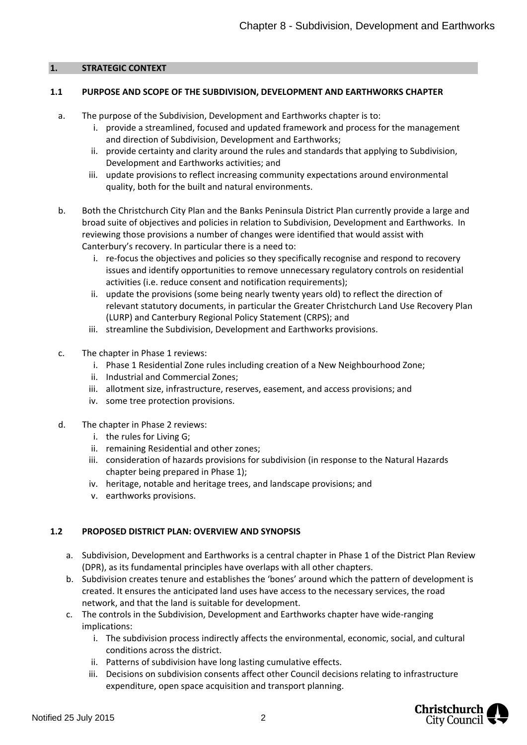## 1. STRATEGIC CONTEXT

### 1.1 PURPOSE AND SCOPE OF THE SUBDIVISION, DEVELOPMENT AND EARTHWORKS CHAPTER

a. The purpose of the Subdivision, Development and Earthworks chapter is to:
   i. provide a streamlined, focused and updated framework and process for the management and direction of Subdivision, Development and Earthworks;
   ii. provide certainty and clarity around the rules and standards that applying to Subdivision, Development and Earthworks activities; and
   iii. update provisions to reflect increasing community expectations around environmental quality, both for the built and natural environments.

b. Both the Christchurch City Plan and the Banks Peninsula District Plan currently provide a large and broad suite of objectives and policies in relation to Subdivision, Development and Earthworks. In reviewing those provisions a number of changes were identified that would assist with Canterbury's recovery. In particular there is a need to:
   i. re-focus the objectives and policies so they specifically recognise and respond to recovery issues and identify opportunities to remove unnecessary regulatory controls on residential activities (i.e. reduce consent and notification requirements);
   ii. update the provisions (some being nearly twenty years old) to reflect the direction of relevant statutory documents, in particular the Greater Christchurch Land Use Recovery Plan (LURP) and Canterbury Regional Policy Statement (CRPS); and
   iii. streamline the Subdivision, Development and Earthworks provisions.

c. The chapter in Phase 1 reviews:
   i. Phase 1 Residential Zone rules including creation of a New Neighbourhood Zone;
   ii. Industrial and Commercial Zones;
   iii. allotment size, infrastructure, reserves, easement, and access provisions; and
   iv. some tree protection provisions.

d. The chapter in Phase 2 reviews:
   i. the rules for Living G;
   ii. remaining Residential and other zones;
   iii. consideration of hazards provisions for subdivision (in response to the Natural Hazards chapter being prepared in Phase 1);
   iv. heritage, notable and heritage trees, and landscape provisions; and
   v. earthworks provisions.

### 1.2 PROPOSED DISTRICT PLAN: OVERVIEW AND SYNOPSIS

a. Subdivision, Development and Earthworks is a central chapter in Phase 1 of the District Plan Review (DPR), as its fundamental principles have overlaps with all other chapters.
b. Subdivision creates tenure and establishes the 'bones' around which the pattern of development is created. It ensures the anticipated land uses have access to the necessary services, the road network, and that the land is suitable for development.
c. The controls in the Subdivision, Development and Earthworks chapter have wide-ranging implications:
   i. The subdivision process indirectly affects the environmental, economic, social, and cultural conditions across the district.
   ii. Patterns of subdivision have long lasting cumulative effects.
   iii. Decisions on subdivision consents affect other Council decisions relating to infrastructure expenditure, open space acquisition and transport planning.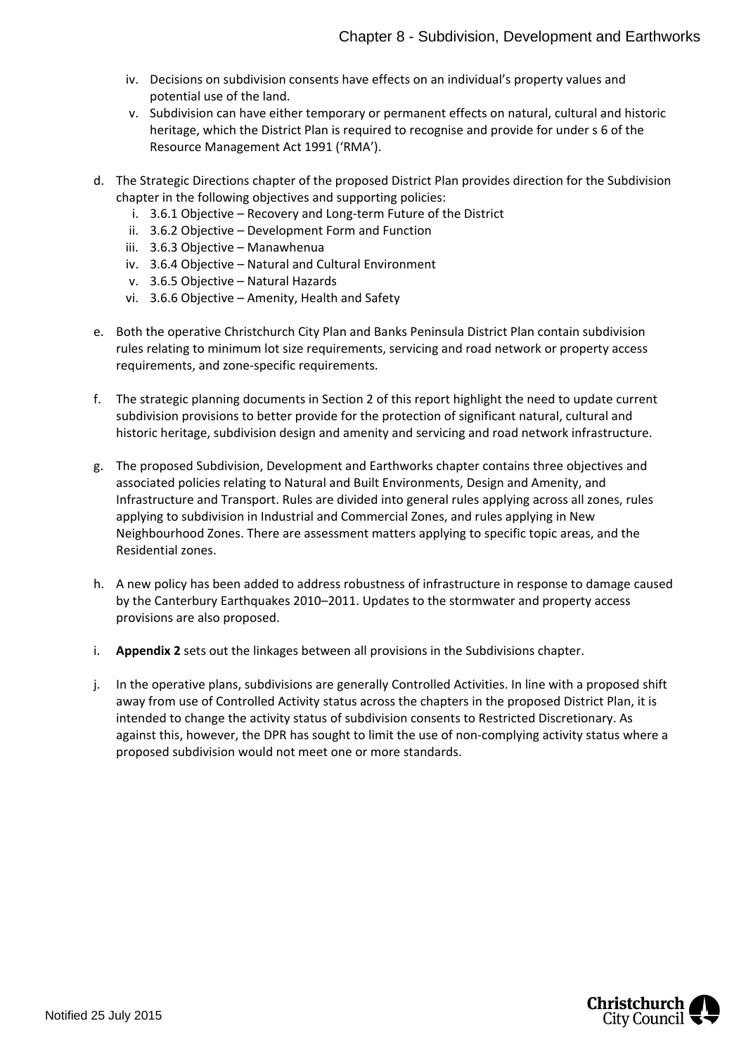iv. Decisions on subdivision consents have effects on an individual's property values and potential use of the land.
v. Subdivision can have either temporary or permanent effects on natural, cultural and historic heritage, which the District Plan is required to recognise and provide for under s 6 of the Resource Management Act 1991 ('RMA').

d. The Strategic Directions chapter of the proposed District Plan provides direction for the Subdivision chapter in the following objectives and supporting policies:
   i. 3.6.1 Objective – Recovery and Long-term Future of the District
   ii. 3.6.2 Objective – Development Form and Function
   iii. 3.6.3 Objective – Manawhenua
   iv. 3.6.4 Objective – Natural and Cultural Environment
   v. 3.6.5 Objective – Natural Hazards
   vi. 3.6.6 Objective – Amenity, Health and Safety

e. Both the operative Christchurch City Plan and Banks Peninsula District Plan contain subdivision rules relating to minimum lot size requirements, servicing and road network or property access requirements, and zone-specific requirements.

f. The strategic planning documents in Section 2 of this report highlight the need to update current subdivision provisions to better provide for the protection of significant natural, cultural and historic heritage, subdivision design and amenity and servicing and road network infrastructure.

g. The proposed Subdivision, Development and Earthworks chapter contains three objectives and associated policies relating to Natural and Built Environments, Design and Amenity, and Infrastructure and Transport. Rules are divided into general rules applying across all zones, rules applying to subdivision in Industrial and Commercial Zones, and rules applying in New Neighbourhood Zones. There are assessment matters applying to specific topic areas, and the Residential zones.

h. A new policy has been added to address robustness of infrastructure in response to damage caused by the Canterbury Earthquakes 2010–2011. Updates to the stormwater and property access provisions are also proposed.

i. **Appendix 2** sets out the linkages between all provisions in the Subdivisions chapter.

j. In the operative plans, subdivisions are generally Controlled Activities. In line with a proposed shift away from use of Controlled Activity status across the chapters in the proposed District Plan, it is intended to change the activity status of subdivision consents to Restricted Discretionary. As against this, however, the DPR has sought to limit the use of non-complying activity status where a proposed subdivision would not meet one or more standards.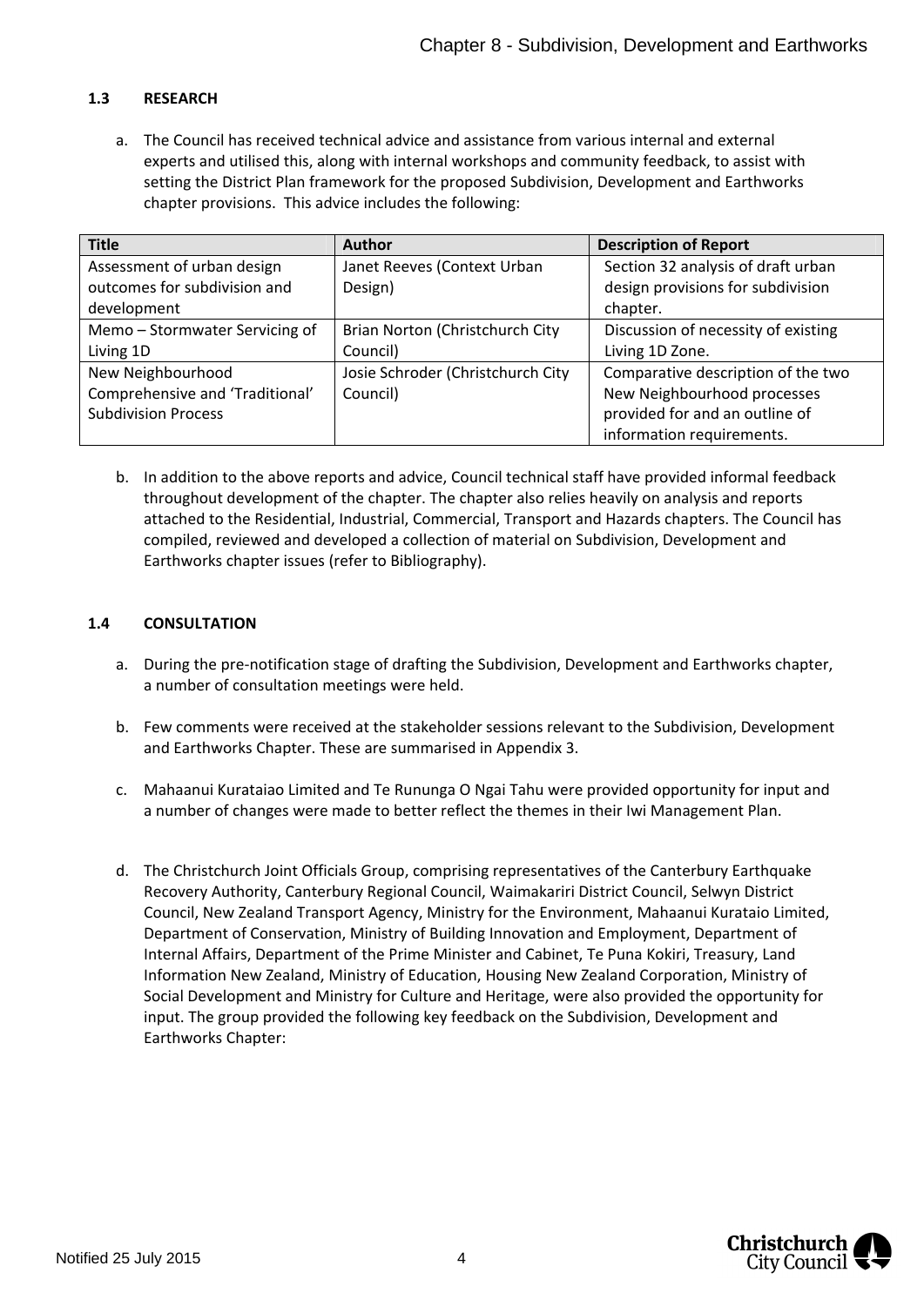### 1.3 RESEARCH

a. The Council has received technical advice and assistance from various internal and external experts and utilised this, along with internal workshops and community feedback, to assist with setting the District Plan framework for the proposed Subdivision, Development and Earthworks chapter provisions. This advice includes the following:

| Title | Author | Description of Report |
|---|---|---|
| Assessment of urban design outcomes for subdivision and development | Janet Reeves (Context Urban Design) | Section 32 analysis of draft urban design provisions for subdivision chapter. |
| Memo – Stormwater Servicing of Living 1D | Brian Norton (Christchurch City Council) | Discussion of necessity of existing Living 1D Zone. |
| New Neighbourhood Comprehensive and 'Traditional' Subdivision Process | Josie Schroder (Christchurch City Council) | Comparative description of the two New Neighbourhood processes provided for and an outline of information requirements. |

b. In addition to the above reports and advice, Council technical staff have provided informal feedback throughout development of the chapter. The chapter also relies heavily on analysis and reports attached to the Residential, Industrial, Commercial, Transport and Hazards chapters. The Council has compiled, reviewed and developed a collection of material on Subdivision, Development and Earthworks chapter issues (refer to Bibliography).

### 1.4 CONSULTATION

a. During the pre-notification stage of drafting the Subdivision, Development and Earthworks chapter, a number of consultation meetings were held.

b. Few comments were received at the stakeholder sessions relevant to the Subdivision, Development and Earthworks Chapter. These are summarised in Appendix 3.

c. Mahaanui Kurataiao Limited and Te Rununga O Ngai Tahu were provided opportunity for input and a number of changes were made to better reflect the themes in their Iwi Management Plan.

d. The Christchurch Joint Officials Group, comprising representatives of the Canterbury Earthquake Recovery Authority, Canterbury Regional Council, Waimakariri District Council, Selwyn District Council, New Zealand Transport Agency, Ministry for the Environment, Mahaanui Kurataio Limited, Department of Conservation, Ministry of Building Innovation and Employment, Department of Internal Affairs, Department of the Prime Minister and Cabinet, Te Puna Kokiri, Treasury, Land Information New Zealand, Ministry of Education, Housing New Zealand Corporation, Ministry of Social Development and Ministry for Culture and Heritage, were also provided the opportunity for input. The group provided the following key feedback on the Subdivision, Development and Earthworks Chapter: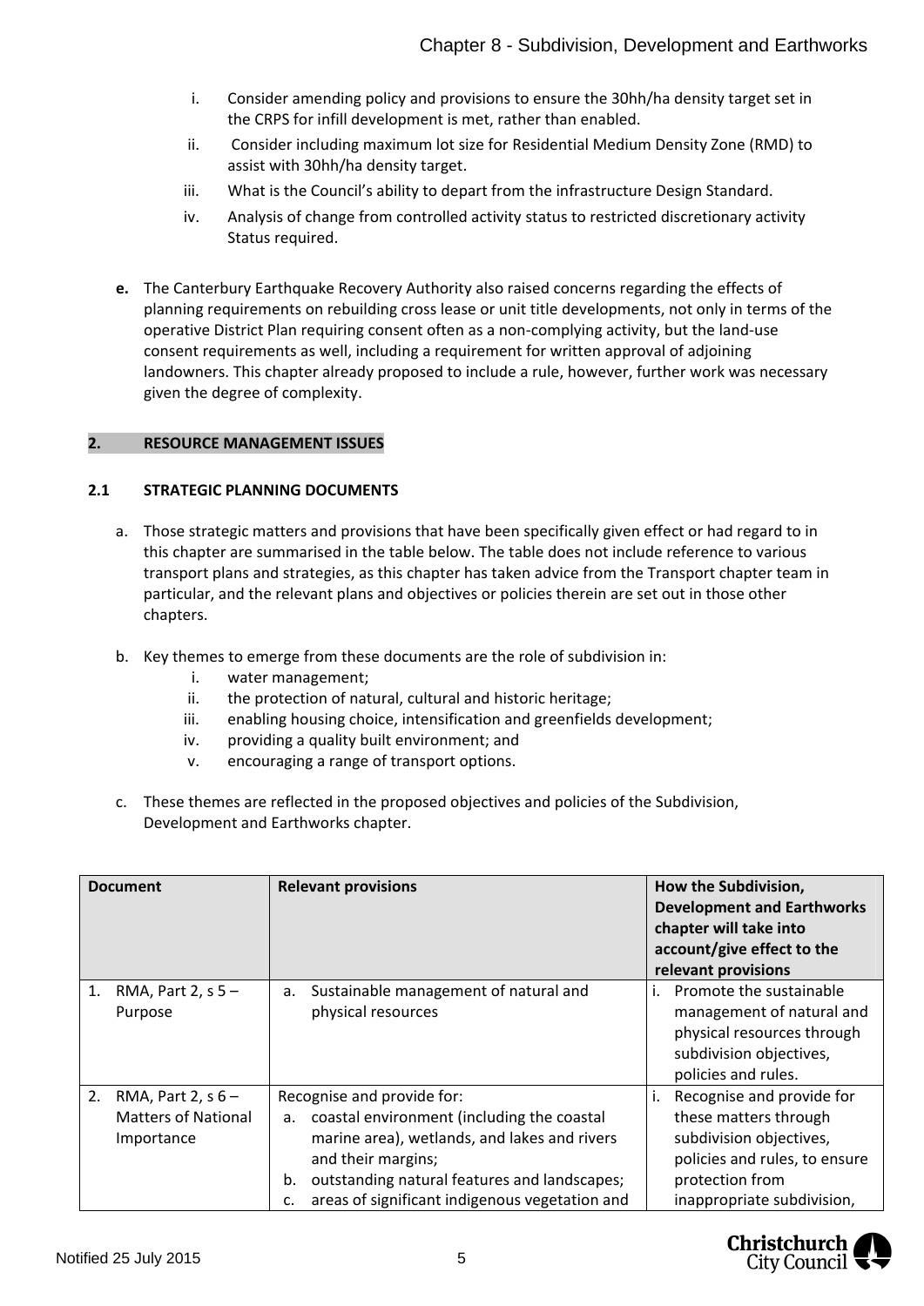i. Consider amending policy and provisions to ensure the 30hh/ha density target set in the CRPS for infill development is met, rather than enabled.
ii. Consider including maximum lot size for Residential Medium Density Zone (RMD) to assist with 30hh/ha density target.
iii. What is the Council's ability to depart from the infrastructure Design Standard.
iv. Analysis of change from controlled activity status to restricted discretionary activity Status required.

**e.** The Canterbury Earthquake Recovery Authority also raised concerns regarding the effects of planning requirements on rebuilding cross lease or unit title developments, not only in terms of the operative District Plan requiring consent often as a non-complying activity, but the land-use consent requirements as well, including a requirement for written approval of adjoining landowners. This chapter already proposed to include a rule, however, further work was necessary given the degree of complexity.

## 2. RESOURCE MANAGEMENT ISSUES

### 2.1 STRATEGIC PLANNING DOCUMENTS

a. Those strategic matters and provisions that have been specifically given effect or had regard to in this chapter are summarised in the table below. The table does not include reference to various transport plans and strategies, as this chapter has taken advice from the Transport chapter team in particular, and the relevant plans and objectives or policies therein are set out in those other chapters.

b. Key themes to emerge from these documents are the role of subdivision in:
   i. water management;
   ii. the protection of natural, cultural and historic heritage;
   iii. enabling housing choice, intensification and greenfields development;
   iv. providing a quality built environment; and
   v. encouraging a range of transport options.

c. These themes are reflected in the proposed objectives and policies of the Subdivision, Development and Earthworks chapter.

| Document | Relevant provisions | How the Subdivision, Development and Earthworks chapter will take into account/give effect to the relevant provisions |
|---|---|---|
| 1. RMA, Part 2, s 5 – Purpose | a. Sustainable management of natural and physical resources | i. Promote the sustainable management of natural and physical resources through subdivision objectives, policies and rules. |
| 2. RMA, Part 2, s 6 – Matters of National Importance | Recognise and provide for:<br>a. coastal environment (including the coastal marine area), wetlands, and lakes and rivers and their margins;<br>b. outstanding natural features and landscapes;<br>c. areas of significant indigenous vegetation and | i. Recognise and provide for these matters through subdivision objectives, policies and rules, to ensure protection from inappropriate subdivision, |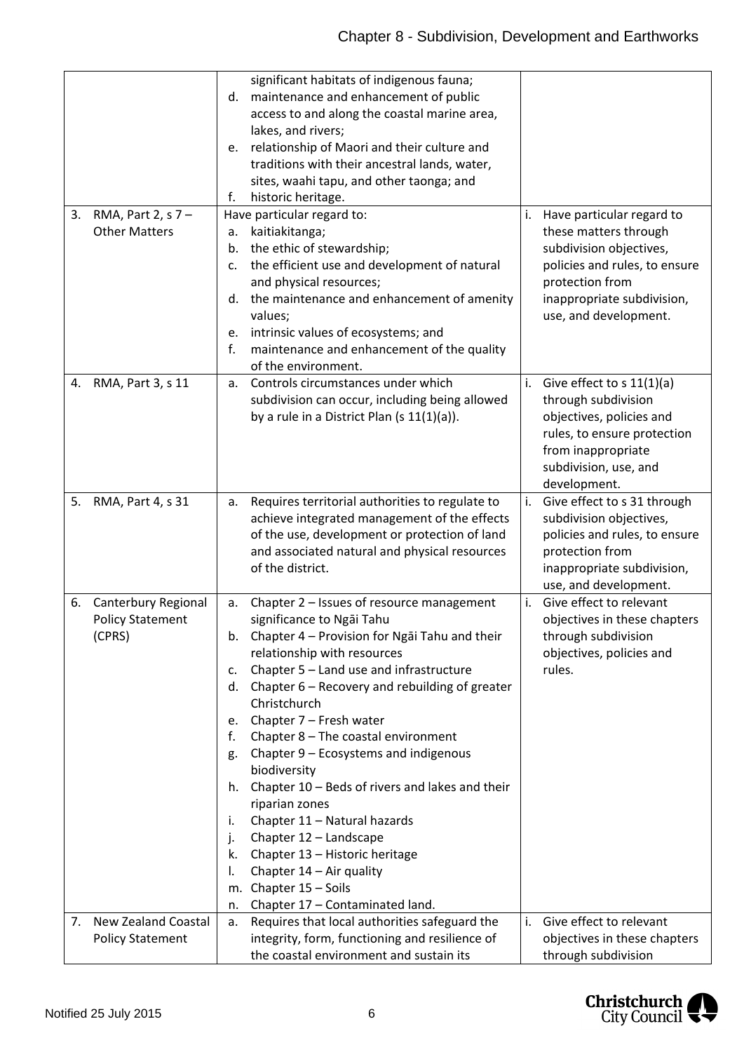| | | |
|---|---|---|
| | significant habitats of indigenous fauna;<br>d. maintenance and enhancement of public access to and along the coastal marine area, lakes, and rivers;<br>e. relationship of Maori and their culture and traditions with their ancestral lands, water, sites, waahi tapu, and other taonga; and<br>f. historic heritage. | |
| 3. RMA, Part 2, s 7 – Other Matters | Have particular regard to:<br>a. kaitiakitanga;<br>b. the ethic of stewardship;<br>c. the efficient use and development of natural and physical resources;<br>d. the maintenance and enhancement of amenity values;<br>e. intrinsic values of ecosystems; and<br>f. maintenance and enhancement of the quality of the environment. | i. Have particular regard to these matters through subdivision objectives, policies and rules, to ensure protection from inappropriate subdivision, use, and development. |
| 4. RMA, Part 3, s 11 | a. Controls circumstances under which subdivision can occur, including being allowed by a rule in a District Plan (s 11(1)(a)). | i. Give effect to s 11(1)(a) through subdivision objectives, policies and rules, to ensure protection from inappropriate subdivision, use, and development. |
| 5. RMA, Part 4, s 31 | a. Requires territorial authorities to regulate to achieve integrated management of the effects of the use, development or protection of land and associated natural and physical resources of the district. | i. Give effect to s 31 through subdivision objectives, policies and rules, to ensure protection from inappropriate subdivision, use, and development. |
| 6. Canterbury Regional Policy Statement (CPRS) | a. Chapter 2 – Issues of resource management significance to Ngāi Tahu<br>b. Chapter 4 – Provision for Ngāi Tahu and their relationship with resources<br>c. Chapter 5 – Land use and infrastructure<br>d. Chapter 6 – Recovery and rebuilding of greater Christchurch<br>e. Chapter 7 – Fresh water<br>f. Chapter 8 – The coastal environment<br>g. Chapter 9 – Ecosystems and indigenous biodiversity<br>h. Chapter 10 – Beds of rivers and lakes and their riparian zones<br>i. Chapter 11 – Natural hazards<br>j. Chapter 12 – Landscape<br>k. Chapter 13 – Historic heritage<br>l. Chapter 14 – Air quality<br>m. Chapter 15 – Soils<br>n. Chapter 17 – Contaminated land. | i. Give effect to relevant objectives in these chapters through subdivision objectives, policies and rules. |
| 7. New Zealand Coastal Policy Statement | a. Requires that local authorities safeguard the integrity, form, functioning and resilience of the coastal environment and sustain its | i. Give effect to relevant objectives in these chapters through subdivision |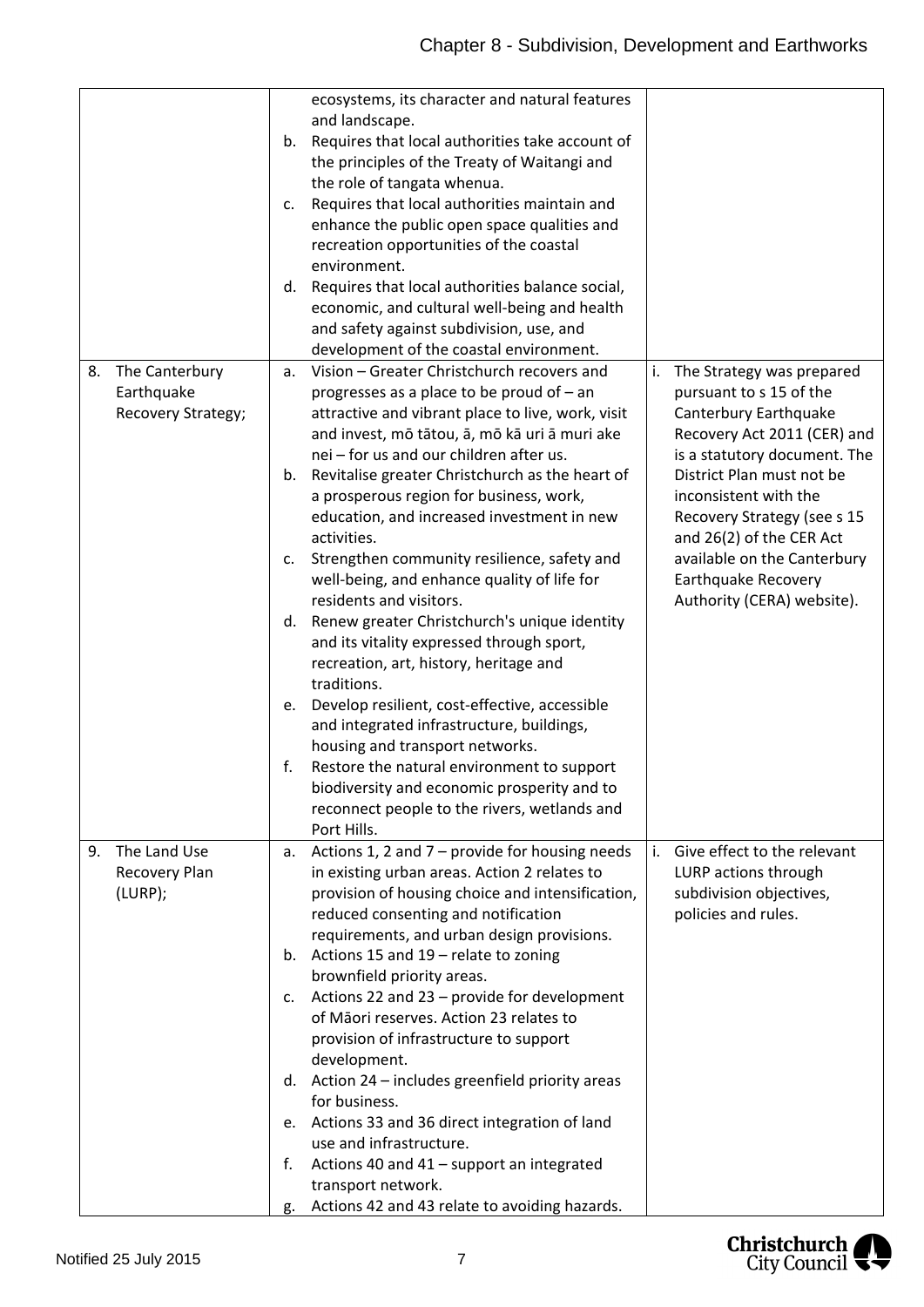| | | |
|---|---|---|
| | ecosystems, its character and natural features and landscape.<br>b. Requires that local authorities take account of the principles of the Treaty of Waitangi and the role of tangata whenua.<br>c. Requires that local authorities maintain and enhance the public open space qualities and recreation opportunities of the coastal environment.<br>d. Requires that local authorities balance social, economic, and cultural well-being and health and safety against subdivision, use, and development of the coastal environment. | |
| 8. The Canterbury Earthquake Recovery Strategy; | a. Vision – Greater Christchurch recovers and progresses as a place to be proud of – an attractive and vibrant place to live, work, visit and invest, mō tātou, ā, mō kā uri ā muri ake nei – for us and our children after us.<br>b. Revitalise greater Christchurch as the heart of a prosperous region for business, work, education, and increased investment in new activities.<br>c. Strengthen community resilience, safety and well-being, and enhance quality of life for residents and visitors.<br>d. Renew greater Christchurch's unique identity and its vitality expressed through sport, recreation, art, history, heritage and traditions.<br>e. Develop resilient, cost-effective, accessible and integrated infrastructure, buildings, housing and transport networks.<br>f. Restore the natural environment to support biodiversity and economic prosperity and to reconnect people to the rivers, wetlands and Port Hills. | i. The Strategy was prepared pursuant to s 15 of the Canterbury Earthquake Recovery Act 2011 (CER) and is a statutory document. The District Plan must not be inconsistent with the Recovery Strategy (see s 15 and 26(2) of the CER Act available on the Canterbury Earthquake Recovery Authority (CERA) website). |
| 9. The Land Use Recovery Plan (LURP); | a. Actions 1, 2 and 7 – provide for housing needs in existing urban areas. Action 2 relates to provision of housing choice and intensification, reduced consenting and notification requirements, and urban design provisions.<br>b. Actions 15 and 19 – relate to zoning brownfield priority areas.<br>c. Actions 22 and 23 – provide for development of Māori reserves. Action 23 relates to provision of infrastructure to support development.<br>d. Action 24 – includes greenfield priority areas for business.<br>e. Actions 33 and 36 direct integration of land use and infrastructure.<br>f. Actions 40 and 41 – support an integrated transport network.<br>g. Actions 42 and 43 relate to avoiding hazards. | i. Give effect to the relevant LURP actions through subdivision objectives, policies and rules. |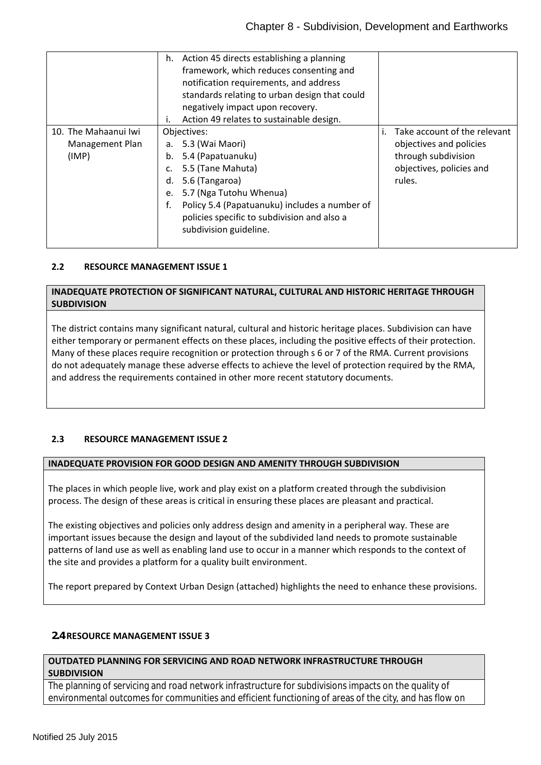| | | |
|---|---|---|
| | h. Action 45 directs establishing a planning framework, which reduces consenting and notification requirements, and address standards relating to urban design that could negatively impact upon recovery.<br>i. Action 49 relates to sustainable design. | |
| 10. The Mahaanui Iwi Management Plan (IMP) | Objectives:<br>a. 5.3 (Wai Maori)<br>b. 5.4 (Papatuanuku)<br>c. 5.5 (Tane Mahuta)<br>d. 5.6 (Tangaroa)<br>e. 5.7 (Nga Tutohu Whenua)<br>f. Policy 5.4 (Papatuanuku) includes a number of policies specific to subdivision and also a subdivision guideline. | i. Take account of the relevant objectives and policies through subdivision objectives, policies and rules. |

### 2.2 RESOURCE MANAGEMENT ISSUE 1

**INADEQUATE PROTECTION OF SIGNIFICANT NATURAL, CULTURAL AND HISTORIC HERITAGE THROUGH SUBDIVISION**

The district contains many significant natural, cultural and historic heritage places. Subdivision can have either temporary or permanent effects on these places, including the positive effects of their protection. Many of these places require recognition or protection through s 6 or 7 of the RMA. Current provisions do not adequately manage these adverse effects to achieve the level of protection required by the RMA, and address the requirements contained in other more recent statutory documents.

### 2.3 RESOURCE MANAGEMENT ISSUE 2

**INADEQUATE PROVISION FOR GOOD DESIGN AND AMENITY THROUGH SUBDIVISION**

The places in which people live, work and play exist on a platform created through the subdivision process. The design of these areas is critical in ensuring these places are pleasant and practical.

The existing objectives and policies only address design and amenity in a peripheral way. These are important issues because the design and layout of the subdivided land needs to promote sustainable patterns of land use as well as enabling land use to occur in a manner which responds to the context of the site and provides a platform for a quality built environment.

The report prepared by Context Urban Design (attached) highlights the need to enhance these provisions.

### 2.4 RESOURCE MANAGEMENT ISSUE 3

**OUTDATED PLANNING FOR SERVICING AND ROAD NETWORK INFRASTRUCTURE THROUGH SUBDIVISION**

The planning of servicing and road network infrastructure for subdivisions impacts on the quality of environmental outcomes for communities and efficient functioning of areas of the city, and has flow on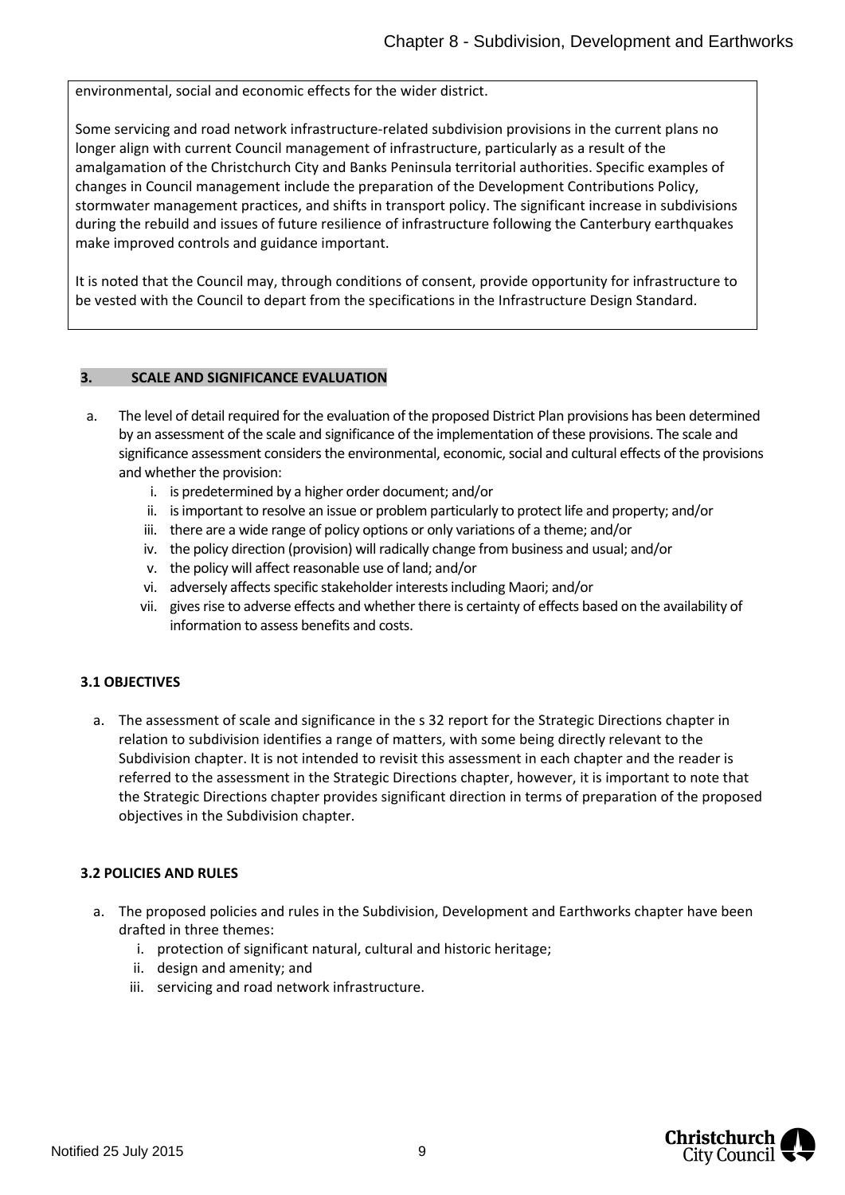environmental, social and economic effects for the wider district.

Some servicing and road network infrastructure-related subdivision provisions in the current plans no longer align with current Council management of infrastructure, particularly as a result of the amalgamation of the Christchurch City and Banks Peninsula territorial authorities. Specific examples of changes in Council management include the preparation of the Development Contributions Policy, stormwater management practices, and shifts in transport policy. The significant increase in subdivisions during the rebuild and issues of future resilience of infrastructure following the Canterbury earthquakes make improved controls and guidance important.

It is noted that the Council may, through conditions of consent, provide opportunity for infrastructure to be vested with the Council to depart from the specifications in the Infrastructure Design Standard.

## 3. SCALE AND SIGNIFICANCE EVALUATION

a. The level of detail required for the evaluation of the proposed District Plan provisions has been determined by an assessment of the scale and significance of the implementation of these provisions. The scale and significance assessment considers the environmental, economic, social and cultural effects of the provisions and whether the provision:
   i. is predetermined by a higher order document; and/or
   ii. is important to resolve an issue or problem particularly to protect life and property; and/or
   iii. there are a wide range of policy options or only variations of a theme; and/or
   iv. the policy direction (provision) will radically change from business and usual; and/or
   v. the policy will affect reasonable use of land; and/or
   vi. adversely affects specific stakeholder interests including Maori; and/or
   vii. gives rise to adverse effects and whether there is certainty of effects based on the availability of information to assess benefits and costs.

### 3.1 OBJECTIVES

a. The assessment of scale and significance in the s 32 report for the Strategic Directions chapter in relation to subdivision identifies a range of matters, with some being directly relevant to the Subdivision chapter. It is not intended to revisit this assessment in each chapter and the reader is referred to the assessment in the Strategic Directions chapter, however, it is important to note that the Strategic Directions chapter provides significant direction in terms of preparation of the proposed objectives in the Subdivision chapter.

### 3.2 POLICIES AND RULES

a. The proposed policies and rules in the Subdivision, Development and Earthworks chapter have been drafted in three themes:
   i. protection of significant natural, cultural and historic heritage;
   ii. design and amenity; and
   iii. servicing and road network infrastructure.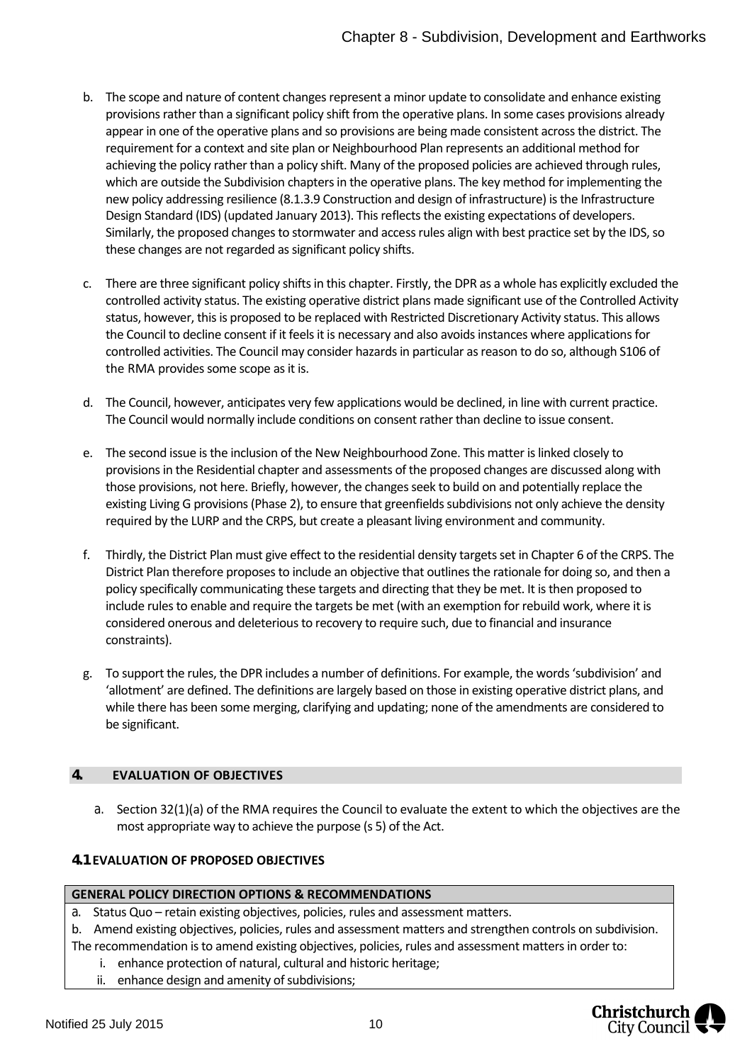b. The scope and nature of content changes represent a minor update to consolidate and enhance existing provisions rather than a significant policy shift from the operative plans. In some cases provisions already appear in one of the operative plans and so provisions are being made consistent across the district. The requirement for a context and site plan or Neighbourhood Plan represents an additional method for achieving the policy rather than a policy shift. Many of the proposed policies are achieved through rules, which are outside the Subdivision chapters in the operative plans. The key method for implementing the new policy addressing resilience (8.1.3.9 Construction and design of infrastructure) is the Infrastructure Design Standard (IDS) (updated January 2013). This reflects the existing expectations of developers. Similarly, the proposed changes to stormwater and access rules align with best practice set by the IDS, so these changes are not regarded as significant policy shifts.

c. There are three significant policy shifts in this chapter. Firstly, the DPR as a whole has explicitly excluded the controlled activity status. The existing operative district plans made significant use of the Controlled Activity status, however, this is proposed to be replaced with Restricted Discretionary Activity status. This allows the Council to decline consent if it feels it is necessary and also avoids instances where applications for controlled activities. The Council may consider hazards in particular as reason to do so, although S106 of the RMA provides some scope as it is.

d. The Council, however, anticipates very few applications would be declined, in line with current practice. The Council would normally include conditions on consent rather than decline to issue consent.

e. The second issue is the inclusion of the New Neighbourhood Zone. This matter is linked closely to provisions in the Residential chapter and assessments of the proposed changes are discussed along with those provisions, not here. Briefly, however, the changes seek to build on and potentially replace the existing Living G provisions (Phase 2), to ensure that greenfields subdivisions not only achieve the density required by the LURP and the CRPS, but create a pleasant living environment and community.

f. Thirdly, the District Plan must give effect to the residential density targets set in Chapter 6 of the CRPS. The District Plan therefore proposes to include an objective that outlines the rationale for doing so, and then a policy specifically communicating these targets and directing that they be met. It is then proposed to include rules to enable and require the targets be met (with an exemption for rebuild work, where it is considered onerous and deleterious to recovery to require such, due to financial and insurance constraints).

g. To support the rules, the DPR includes a number of definitions. For example, the words 'subdivision' and 'allotment' are defined. The definitions are largely based on those in existing operative district plans, and while there has been some merging, clarifying and updating; none of the amendments are considered to be significant.

## 4. EVALUATION OF OBJECTIVES

a. Section 32(1)(a) of the RMA requires the Council to evaluate the extent to which the objectives are the most appropriate way to achieve the purpose (s 5) of the Act.

### 4.1 EVALUATION OF PROPOSED OBJECTIVES

| GENERAL POLICY DIRECTION OPTIONS & RECOMMENDATIONS |
|---|
| a. Status Quo – retain existing objectives, policies, rules and assessment matters.<br>b. Amend existing objectives, policies, rules and assessment matters and strengthen controls on subdivision.<br>The recommendation is to amend existing objectives, policies, rules and assessment matters in order to:<br>i. enhance protection of natural, cultural and historic heritage;<br>ii. enhance design and amenity of subdivisions; |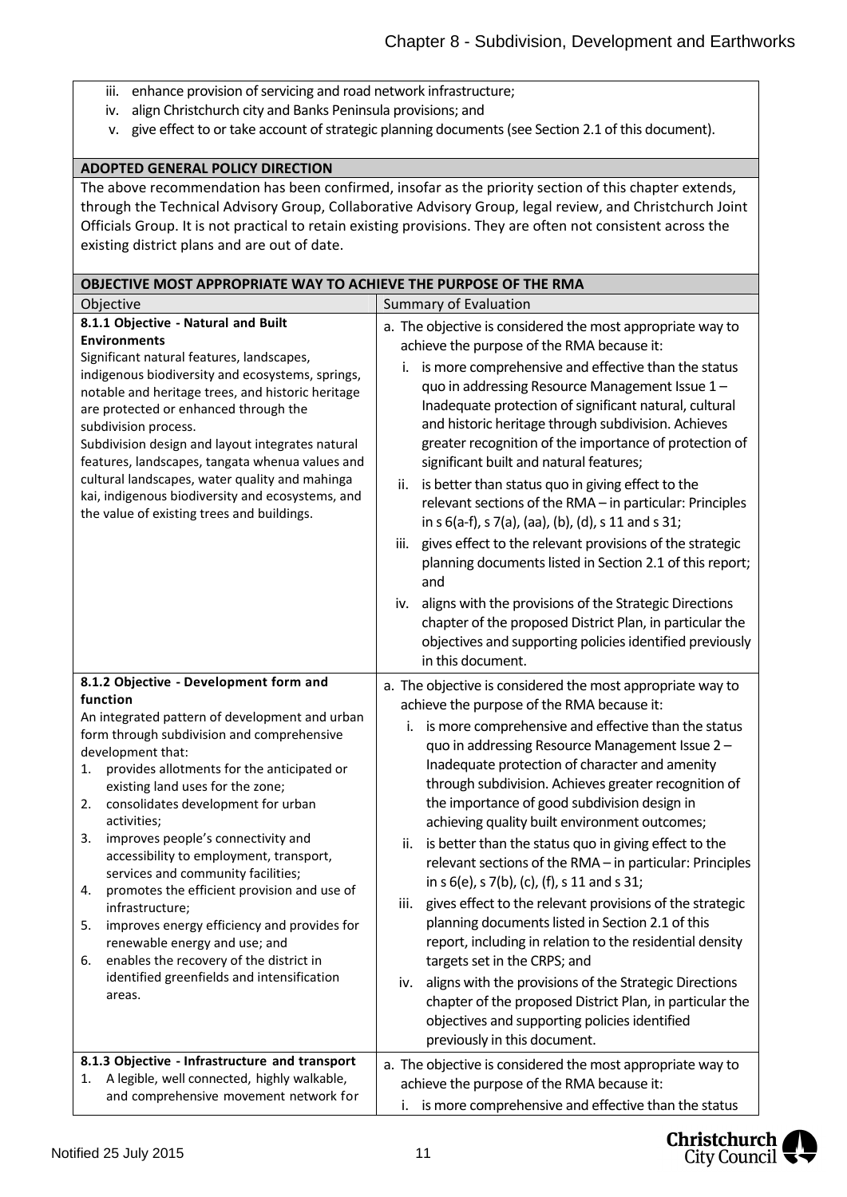iii. enhance provision of servicing and road network infrastructure;
iv. align Christchurch city and Banks Peninsula provisions; and
v. give effect to or take account of strategic planning documents (see Section 2.1 of this document).

**ADOPTED GENERAL POLICY DIRECTION**

The above recommendation has been confirmed, insofar as the priority section of this chapter extends, through the Technical Advisory Group, Collaborative Advisory Group, legal review, and Christchurch Joint Officials Group. It is not practical to retain existing provisions. They are often not consistent across the existing district plans and are out of date.

**OBJECTIVE MOST APPROPRIATE WAY TO ACHIEVE THE PURPOSE OF THE RMA**

| Objective | Summary of Evaluation |
|---|---|
| **8.1.1 Objective - Natural and Built Environments**<br>Significant natural features, landscapes, indigenous biodiversity and ecosystems, springs, notable and heritage trees, and historic heritage are protected or enhanced through the subdivision process.<br>Subdivision design and layout integrates natural features, landscapes, tangata whenua values and cultural landscapes, water quality and mahinga kai, indigenous biodiversity and ecosystems, and the value of existing trees and buildings. | a. The objective is considered the most appropriate way to achieve the purpose of the RMA because it:<br>i. is more comprehensive and effective than the status quo in addressing Resource Management Issue 1 – Inadequate protection of significant natural, cultural and historic heritage through subdivision. Achieves greater recognition of the importance of protection of significant built and natural features;<br>ii. is better than status quo in giving effect to the relevant sections of the RMA – in particular: Principles in s 6(a-f), s 7(a), (aa), (b), (d), s 11 and s 31;<br>iii. gives effect to the relevant provisions of the strategic planning documents listed in Section 2.1 of this report; and<br>iv. aligns with the provisions of the Strategic Directions chapter of the proposed District Plan, in particular the objectives and supporting policies identified previously in this document. |
| **8.1.2 Objective - Development form and function**<br>An integrated pattern of development and urban form through subdivision and comprehensive development that:<br>1. provides allotments for the anticipated or existing land uses for the zone;<br>2. consolidates development for urban activities;<br>3. improves people's connectivity and accessibility to employment, transport, services and community facilities;<br>4. promotes the efficient provision and use of infrastructure;<br>5. improves energy efficiency and provides for renewable energy and use; and<br>6. enables the recovery of the district in identified greenfields and intensification areas. | a. The objective is considered the most appropriate way to achieve the purpose of the RMA because it:<br>i. is more comprehensive and effective than the status quo in addressing Resource Management Issue 2 – Inadequate protection of character and amenity through subdivision. Achieves greater recognition of the importance of good subdivision design in achieving quality built environment outcomes;<br>ii. is better than the status quo in giving effect to the relevant sections of the RMA – in particular: Principles in s 6(e), s 7(b), (c), (f), s 11 and s 31;<br>iii. gives effect to the relevant provisions of the strategic planning documents listed in Section 2.1 of this report, including in relation to the residential density targets set in the CRPS; and<br>iv. aligns with the provisions of the Strategic Directions chapter of the proposed District Plan, in particular the objectives and supporting policies identified previously in this document. |
| **8.1.3 Objective - Infrastructure and transport**<br>1. A legible, well connected, highly walkable, and comprehensive movement network for | a. The objective is considered the most appropriate way to achieve the purpose of the RMA because it:<br>i. is more comprehensive and effective than the status |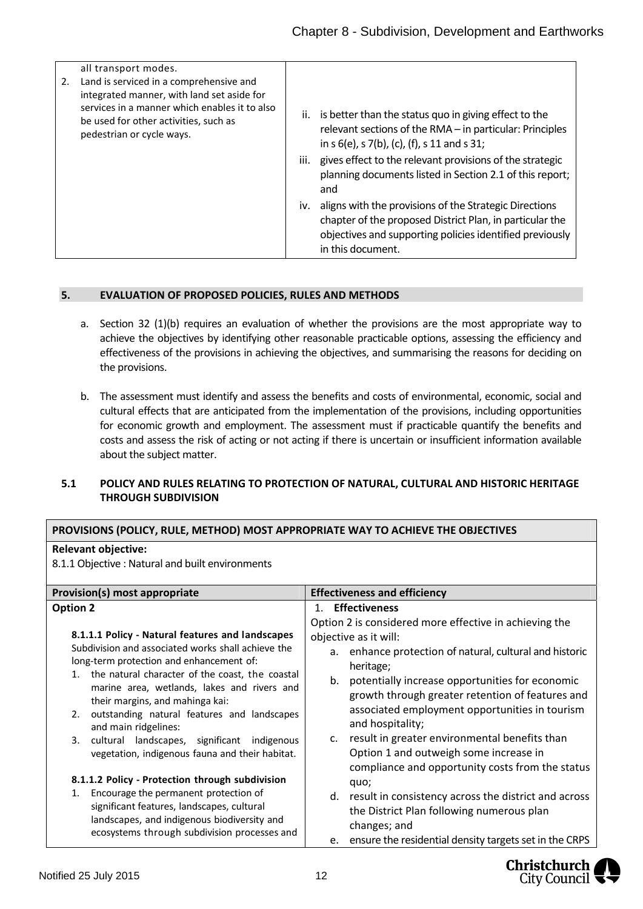| | |
|---|---|
| all transport modes.<br>2. Land is serviced in a comprehensive and integrated manner, with land set aside for services in a manner which enables it to also be used for other activities, such as pedestrian or cycle ways. | ii. is better than the status quo in giving effect to the relevant sections of the RMA – in particular: Principles in s 6(e), s 7(b), (c), (f), s 11 and s 31;<br>iii. gives effect to the relevant provisions of the strategic planning documents listed in Section 2.1 of this report; and<br>iv. aligns with the provisions of the Strategic Directions chapter of the proposed District Plan, in particular the objectives and supporting policies identified previously in this document. |

## 5. EVALUATION OF PROPOSED POLICIES, RULES AND METHODS

a. Section 32 (1)(b) requires an evaluation of whether the provisions are the most appropriate way to achieve the objectives by identifying other reasonable practicable options, assessing the efficiency and effectiveness of the provisions in achieving the objectives, and summarising the reasons for deciding on the provisions.

b. The assessment must identify and assess the benefits and costs of environmental, economic, social and cultural effects that are anticipated from the implementation of the provisions, including opportunities for economic growth and employment. The assessment must if practicable quantify the benefits and costs and assess the risk of acting or not acting if there is uncertain or insufficient information available about the subject matter.

### 5.1 POLICY AND RULES RELATING TO PROTECTION OF NATURAL, CULTURAL AND HISTORIC HERITAGE THROUGH SUBDIVISION

| PROVISIONS (POLICY, RULE, METHOD) MOST APPROPRIATE WAY TO ACHIEVE THE OBJECTIVES | |
|---|---|
| **Relevant objective:**<br>8.1.1 Objective : Natural and built environments | |
| **Provision(s) most appropriate** | **Effectiveness and efficiency** |
| **Option 2**<br><br>**8.1.1.1 Policy - Natural features and landscapes**<br>Subdivision and associated works shall achieve the long-term protection and enhancement of:<br>1. the natural character of the coast, the coastal marine area, wetlands, lakes and rivers and their margins, and mahinga kai:<br>2. outstanding natural features and landscapes and main ridgelines:<br>3. cultural landscapes, significant indigenous vegetation, indigenous fauna and their habitat.<br><br>**8.1.1.2 Policy - Protection through subdivision**<br>1. Encourage the permanent protection of significant features, landscapes, cultural landscapes, and indigenous biodiversity and ecosystems through subdivision processes and | 1. **Effectiveness**<br>Option 2 is considered more effective in achieving the objective as it will:<br>a. enhance protection of natural, cultural and historic heritage;<br>b. potentially increase opportunities for economic growth through greater retention of features and associated employment opportunities in tourism and hospitality;<br>c. result in greater environmental benefits than Option 1 and outweigh some increase in compliance and opportunity costs from the status quo;<br>d. result in consistency across the district and across the District Plan following numerous plan changes; and<br>e. ensure the residential density targets set in the CRPS |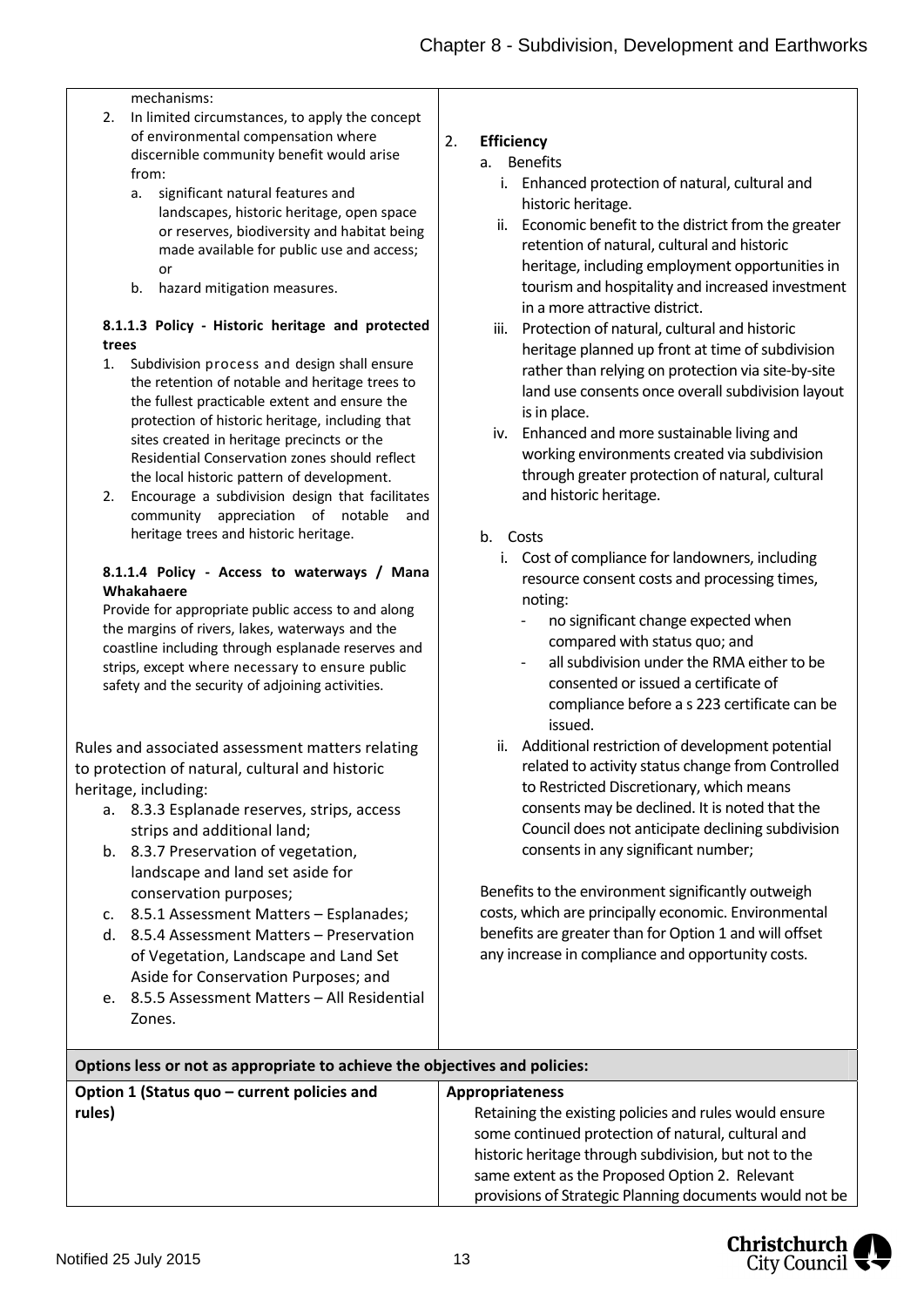| | |
|---|---|
| mechanisms:<br>2. In limited circumstances, to apply the concept of environmental compensation where discernible community benefit would arise from:<br>a. significant natural features and landscapes, historic heritage, open space or reserves, biodiversity and habitat being made available for public use and access; or<br>b. hazard mitigation measures.<br><br>**8.1.1.3 Policy - Historic heritage and protected trees**<br>1. Subdivision process and design shall ensure the retention of notable and heritage trees to the fullest practicable extent and ensure the protection of historic heritage, including that sites created in heritage precincts or the Residential Conservation zones should reflect the local historic pattern of development.<br>2. Encourage a subdivision design that facilitates community appreciation of notable and heritage trees and historic heritage.<br><br>**8.1.1.4 Policy - Access to waterways / Mana Whakahaere**<br>Provide for appropriate public access to and along the margins of rivers, lakes, waterways and the coastline including through esplanade reserves and strips, except where necessary to ensure public safety and the security of adjoining activities.<br><br>Rules and associated assessment matters relating to protection of natural, cultural and historic heritage, including:<br>a. 8.3.3 Esplanade reserves, strips, access strips and additional land;<br>b. 8.3.7 Preservation of vegetation, landscape and land set aside for conservation purposes;<br>c. 8.5.1 Assessment Matters – Esplanades;<br>d. 8.5.4 Assessment Matters – Preservation of Vegetation, Landscape and Land Set Aside for Conservation Purposes; and<br>e. 8.5.5 Assessment Matters – All Residential Zones. | 2. **Efficiency**<br>a. Benefits<br>i. Enhanced protection of natural, cultural and historic heritage.<br>ii. Economic benefit to the district from the greater retention of natural, cultural and historic heritage, including employment opportunities in tourism and hospitality and increased investment in a more attractive district.<br>iii. Protection of natural, cultural and historic heritage planned up front at time of subdivision rather than relying on protection via site-by-site land use consents once overall subdivision layout is in place.<br>iv. Enhanced and more sustainable living and working environments created via subdivision through greater protection of natural, cultural and historic heritage.<br><br>b. Costs<br>i. Cost of compliance for landowners, including resource consent costs and processing times, noting:<br>- no significant change expected when compared with status quo; and<br>- all subdivision under the RMA either to be consented or issued a certificate of compliance before a s 223 certificate can be issued.<br>ii. Additional restriction of development potential related to activity status change from Controlled to Restricted Discretionary, which means consents may be declined. It is noted that the Council does not anticipate declining subdivision consents in any significant number;<br><br>Benefits to the environment significantly outweigh costs, which are principally economic. Environmental benefits are greater than for Option 1 and will offset any increase in compliance and opportunity costs. |
| **Options less or not as appropriate to achieve the objectives and policies:** | |
| **Option 1 (Status quo – current policies and rules)** | **Appropriateness**<br>Retaining the existing policies and rules would ensure some continued protection of natural, cultural and historic heritage through subdivision, but not to the same extent as the Proposed Option 2. Relevant provisions of Strategic Planning documents would not be |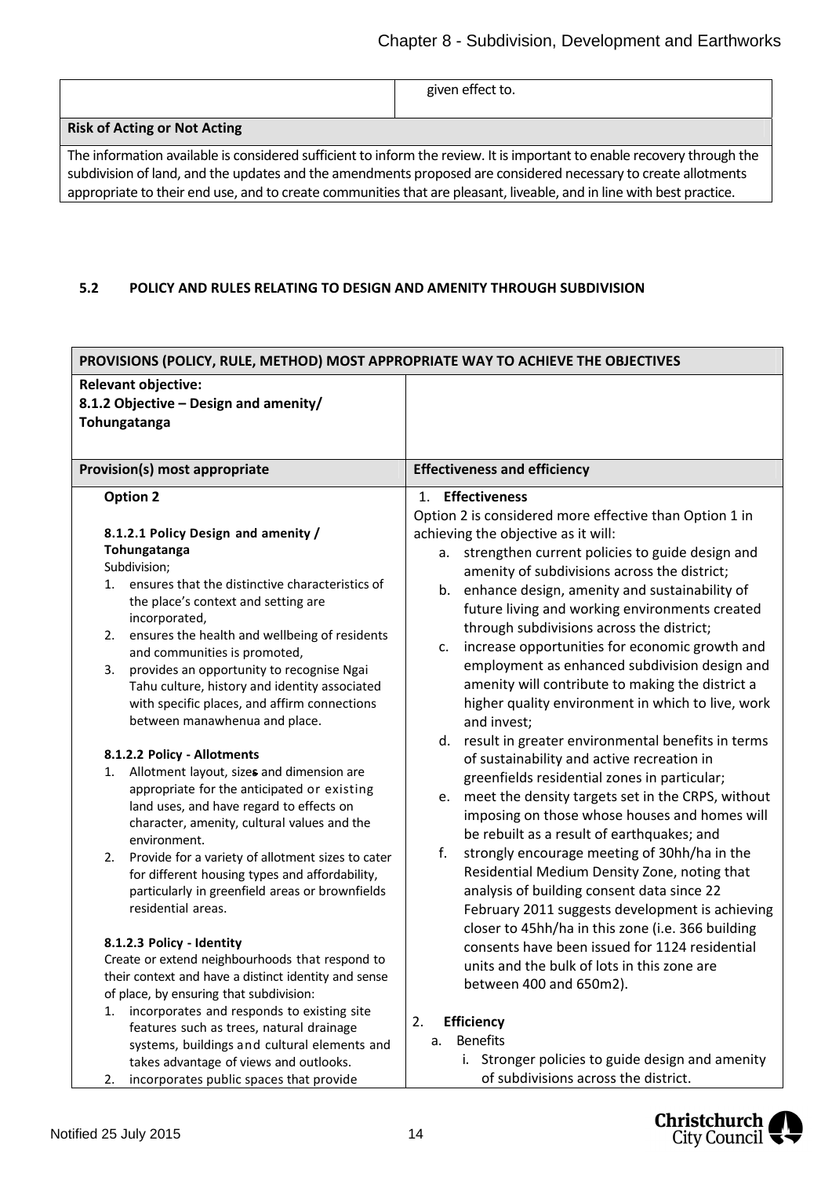| | given effect to. |
|---|---|
| **Risk of Acting or Not Acting** | |
| The information available is considered sufficient to inform the review. It is important to enable recovery through the subdivision of land, and the updates and the amendments proposed are considered necessary to create allotments appropriate to their end use, and to create communities that are pleasant, liveable, and in line with best practice. | |

### 5.2 POLICY AND RULES RELATING TO DESIGN AND AMENITY THROUGH SUBDIVISION

| PROVISIONS (POLICY, RULE, METHOD) MOST APPROPRIATE WAY TO ACHIEVE THE OBJECTIVES | |
|---|---|
| **Relevant objective:**<br>**8.1.2 Objective – Design and amenity/ Tohungatanga** | |
| **Provision(s) most appropriate** | **Effectiveness and efficiency** |
| **Option 2**<br><br>**8.1.2.1 Policy Design and amenity / Tohungatanga**<br>Subdivision;<br>1. ensures that the distinctive characteristics of the place's context and setting are incorporated,<br>2. ensures the health and wellbeing of residents and communities is promoted,<br>3. provides an opportunity to recognise Ngai Tahu culture, history and identity associated with specific places, and affirm connections between manawhenua and place.<br><br>**8.1.2.2 Policy - Allotments**<br>1. Allotment layout, sizes and dimension are appropriate for the anticipated or existing land uses, and have regard to effects on character, amenity, cultural values and the environment.<br>2. Provide for a variety of allotment sizes to cater for different housing types and affordability, particularly in greenfield areas or brownfields residential areas.<br><br>**8.1.2.3 Policy - Identity**<br>Create or extend neighbourhoods that respond to their context and have a distinct identity and sense of place, by ensuring that subdivision:<br>1. incorporates and responds to existing site features such as trees, natural drainage systems, buildings and cultural elements and takes advantage of views and outlooks.<br>2. incorporates public spaces that provide | 1. **Effectiveness**<br>Option 2 is considered more effective than Option 1 in achieving the objective as it will:<br>a. strengthen current policies to guide design and amenity of subdivisions across the district;<br>b. enhance design, amenity and sustainability of future living and working environments created through subdivisions across the district;<br>c. increase opportunities for economic growth and employment as enhanced subdivision design and amenity will contribute to making the district a higher quality environment in which to live, work and invest;<br>d. result in greater environmental benefits in terms of sustainability and active recreation in greenfields residential zones in particular;<br>e. meet the density targets set in the CRPS, without imposing on those whose houses and homes will be rebuilt as a result of earthquakes; and<br>f. strongly encourage meeting of 30hh/ha in the Residential Medium Density Zone, noting that analysis of building consent data since 22 February 2011 suggests development is achieving closer to 45hh/ha in this zone (i.e. 366 building consents have been issued for 1124 residential units and the bulk of lots in this zone are between 400 and 650m2).<br><br>2. **Efficiency**<br>a. Benefits<br>i. Stronger policies to guide design and amenity of subdivisions across the district. |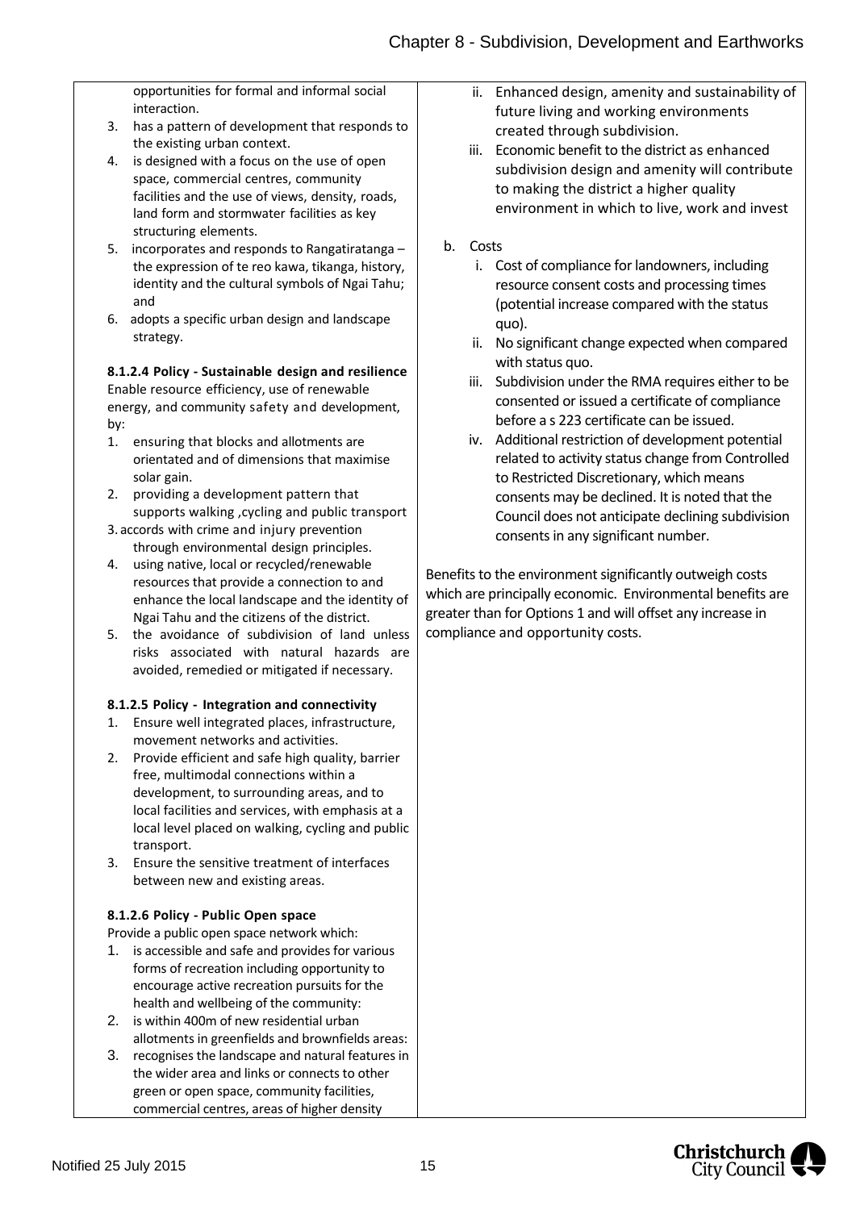opportunities for formal and informal social interaction.
3. has a pattern of development that responds to the existing urban context.
4. is designed with a focus on the use of open space, commercial centres, community facilities and the use of views, density, roads, land form and stormwater facilities as key structuring elements.
5. incorporates and responds to Rangatiratanga – the expression of te reo kawa, tikanga, history, identity and the cultural symbols of Ngai Tahu; and
6. adopts a specific urban design and landscape strategy.

**8.1.2.4 Policy - Sustainable design and resilience**
Enable resource efficiency, use of renewable energy, and community safety and development, by:
1. ensuring that blocks and allotments are orientated and of dimensions that maximise solar gain.
2. providing a development pattern that supports walking ,cycling and public transport
3. accords with crime and injury prevention through environmental design principles.
4. using native, local or recycled/renewable resources that provide a connection to and enhance the local landscape and the identity of Ngai Tahu and the citizens of the district.
5. the avoidance of subdivision of land unless risks associated with natural hazards are avoided, remedied or mitigated if necessary.

**8.1.2.5 Policy - Integration and connectivity**
1. Ensure well integrated places, infrastructure, movement networks and activities.
2. Provide efficient and safe high quality, barrier free, multimodal connections within a development, to surrounding areas, and to local facilities and services, with emphasis at a local level placed on walking, cycling and public transport.
3. Ensure the sensitive treatment of interfaces between new and existing areas.

**8.1.2.6 Policy - Public Open space**
Provide a public open space network which:
1. is accessible and safe and provides for various forms of recreation including opportunity to encourage active recreation pursuits for the health and wellbeing of the community:
2. is within 400m of new residential urban allotments in greenfields and brownfields areas:
3. recognises the landscape and natural features in the wider area and links or connects to other green or open space, community facilities, commercial centres, areas of higher density

ii. Enhanced design, amenity and sustainability of future living and working environments created through subdivision.
iii. Economic benefit to the district as enhanced subdivision design and amenity will contribute to making the district a higher quality environment in which to live, work and invest

b. Costs
   i. Cost of compliance for landowners, including resource consent costs and processing times (potential increase compared with the status quo).
   ii. No significant change expected when compared with status quo.
   iii. Subdivision under the RMA requires either to be consented or issued a certificate of compliance before a s 223 certificate can be issued.
   iv. Additional restriction of development potential related to activity status change from Controlled to Restricted Discretionary, which means consents may be declined. It is noted that the Council does not anticipate declining subdivision consents in any significant number.

Benefits to the environment significantly outweigh costs which are principally economic. Environmental benefits are greater than for Options 1 and will offset any increase in compliance and opportunity costs.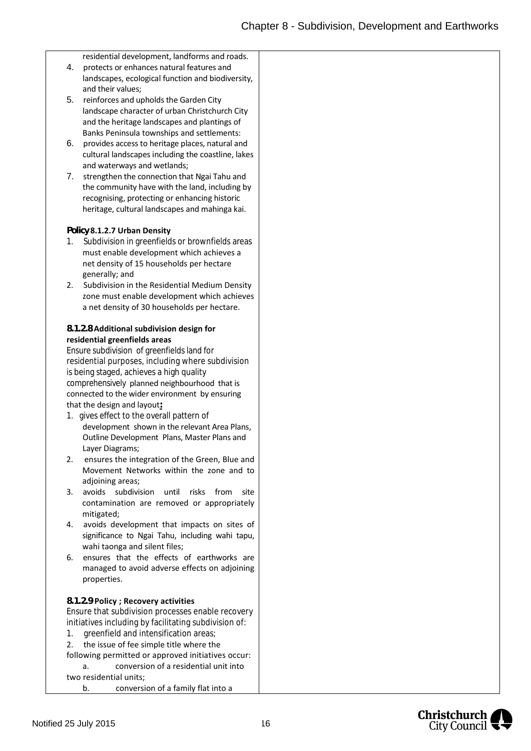residential development, landforms and roads.

4. protects or enhances natural features and landscapes, ecological function and biodiversity, and their values;
5. reinforces and upholds the Garden City landscape character of urban Christchurch City and the heritage landscapes and plantings of Banks Peninsula townships and settlements:
6. provides access to heritage places, natural and cultural landscapes including the coastline, lakes and waterways and wetlands;
7. strengthen the connection that Ngai Tahu and the community have with the land, including by recognising, protecting or enhancing historic heritage, cultural landscapes and mahinga kai.

**Policy 8.1.2.7 Urban Density**

1. Subdivision in greenfields or brownfields areas must enable development which achieves a net density of 15 households per hectare generally; and
2. Subdivision in the Residential Medium Density zone must enable development which achieves a net density of 30 households per hectare.

**8.1.2.8 Additional subdivision design for residential greenfields areas**

Ensure subdivision of greenfields land for residential purposes, including where subdivision is being staged, achieves a high quality comprehensively planned neighbourhood that is connected to the wider environment by ensuring that the design and layout**:**

1. gives effect to the overall pattern of development shown in the relevant Area Plans, Outline Development Plans, Master Plans and Layer Diagrams;
2. ensures the integration of the Green, Blue and Movement Networks within the zone and to adjoining areas;
3. avoids subdivision until risks from site contamination are removed or appropriately mitigated;
4. avoids development that impacts on sites of significance to Ngai Tahu, including wahi tapu, wahi taonga and silent files;
6. ensures that the effects of earthworks are managed to avoid adverse effects on adjoining properties.

**8.1.2.9 Policy ; Recovery activities**

Ensure that subdivision processes enable recovery initiatives including by facilitating subdivision of:

1. greenfield and intensification areas;
2. the issue of fee simple title where the following permitted or approved initiatives occur:
   a. conversion of a residential unit into two residential units;
   b. conversion of a family flat into a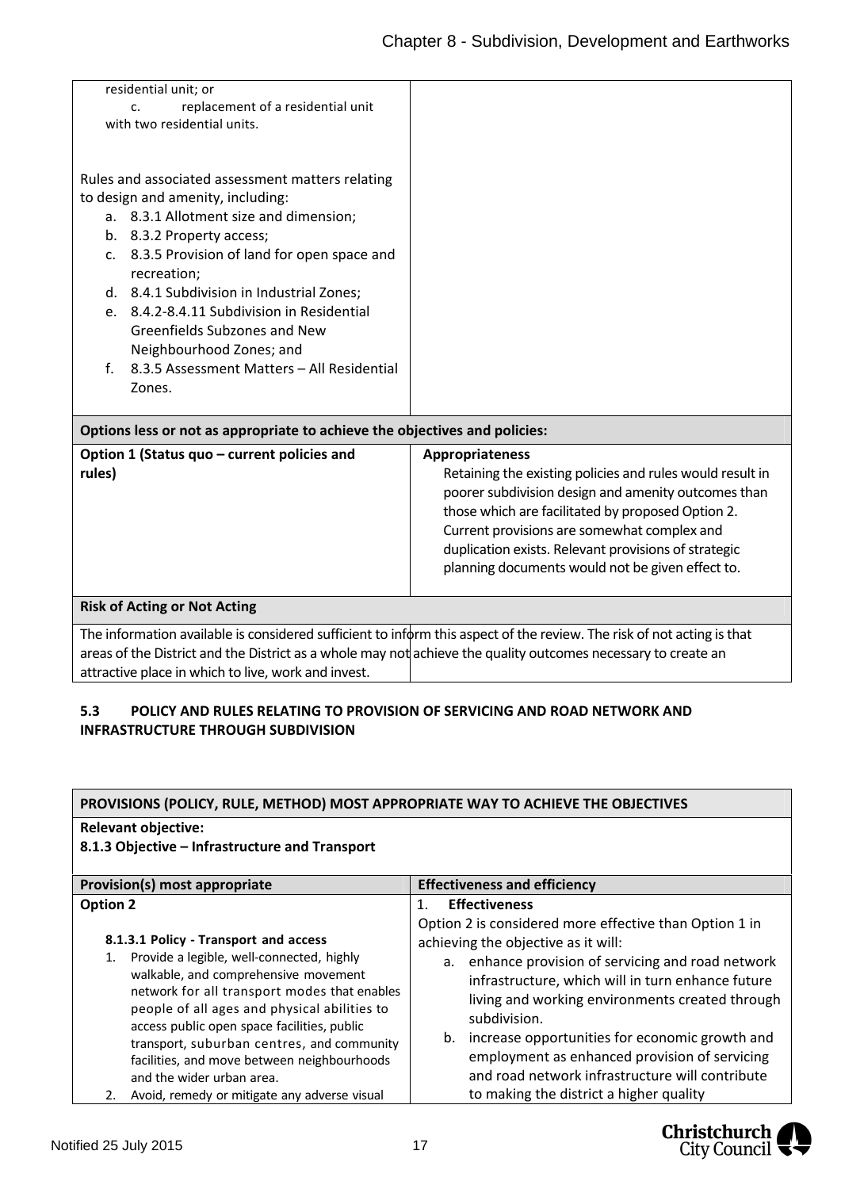| | |
|---|---|
| residential unit; or<br>c. replacement of a residential unit with two residential units.<br><br>Rules and associated assessment matters relating to design and amenity, including:<br>a. 8.3.1 Allotment size and dimension;<br>b. 8.3.2 Property access;<br>c. 8.3.5 Provision of land for open space and recreation;<br>d. 8.4.1 Subdivision in Industrial Zones;<br>e. 8.4.2-8.4.11 Subdivision in Residential Greenfields Subzones and New Neighbourhood Zones; and<br>f. 8.3.5 Assessment Matters – All Residential Zones. | |
| **Options less or not as appropriate to achieve the objectives and policies:** | |
| **Option 1 (Status quo – current policies and rules)** | **Appropriateness**<br>Retaining the existing policies and rules would result in poorer subdivision design and amenity outcomes than those which are facilitated by proposed Option 2. Current provisions are somewhat complex and duplication exists. Relevant provisions of strategic planning documents would not be given effect to. |
| **Risk of Acting or Not Acting** | |
| The information available is considered sufficient to inform this aspect of the review. The risk of not acting is that areas of the District and the District as a whole may not achieve the quality outcomes necessary to create an attractive place in which to live, work and invest. | |

## 5.3 POLICY AND RULES RELATING TO PROVISION OF SERVICING AND ROAD NETWORK AND INFRASTRUCTURE THROUGH SUBDIVISION

| **PROVISIONS (POLICY, RULE, METHOD) MOST APPROPRIATE WAY TO ACHIEVE THE OBJECTIVES** | |
|---|---|
| **Relevant objective:**<br>**8.1.3 Objective – Infrastructure and Transport** | |
| **Provision(s) most appropriate** | **Effectiveness and efficiency** |
| **Option 2**<br><br>**8.1.3.1 Policy - Transport and access**<br>1. Provide a legible, well-connected, highly walkable, and comprehensive movement network for all transport modes that enables people of all ages and physical abilities to access public open space facilities, public transport, suburban centres, and community facilities, and move between neighbourhoods and the wider urban area.<br>2. Avoid, remedy or mitigate any adverse visual | 1. **Effectiveness**<br>Option 2 is considered more effective than Option 1 in achieving the objective as it will:<br>a. enhance provision of servicing and road network infrastructure, which will in turn enhance future living and working environments created through subdivision.<br>b. increase opportunities for economic growth and employment as enhanced provision of servicing and road network infrastructure will contribute to making the district a higher quality |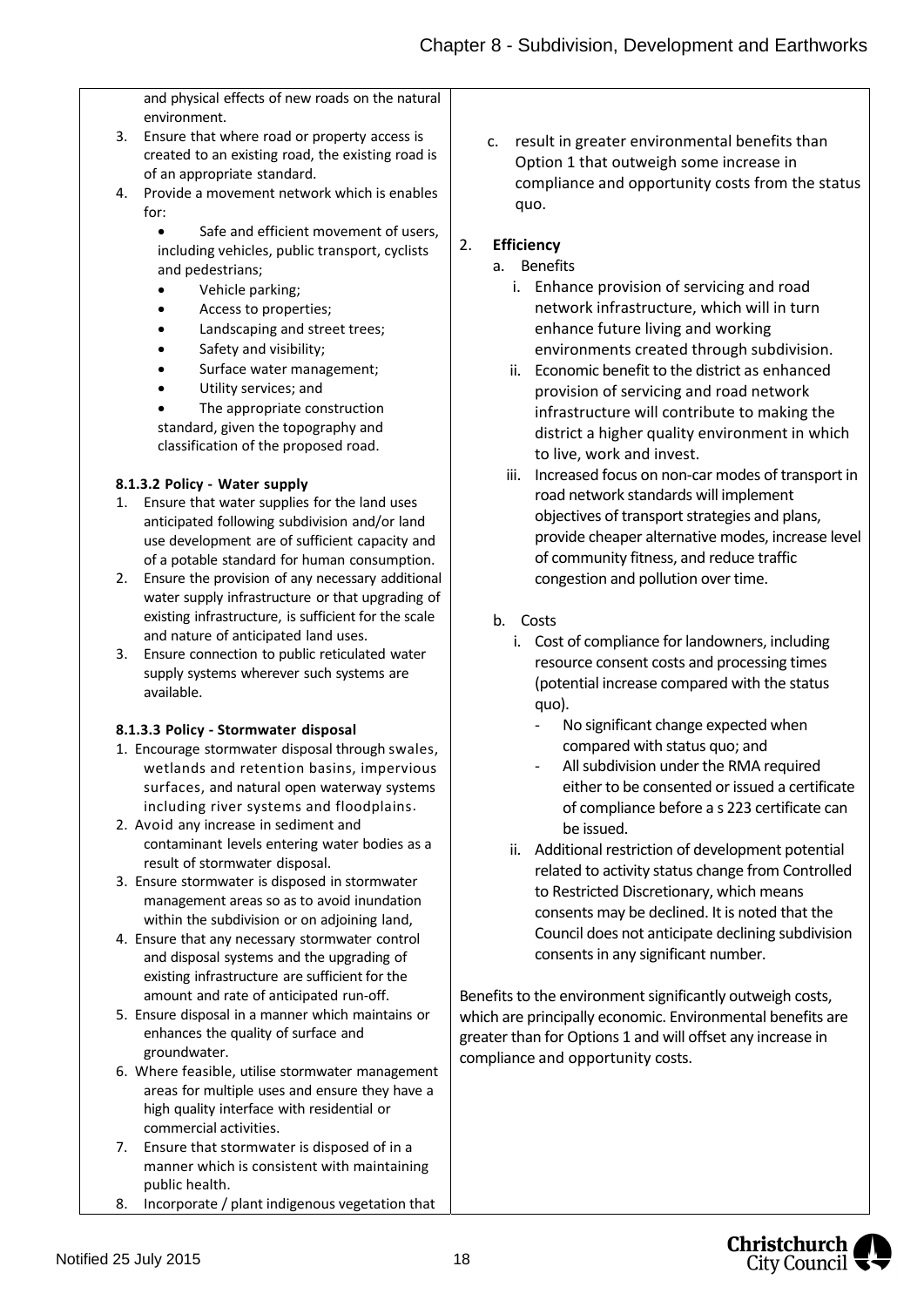and physical effects of new roads on the natural environment.

3. Ensure that where road or property access is created to an existing road, the existing road is of an appropriate standard.
4. Provide a movement network which is enables for:
   - Safe and efficient movement of users, including vehicles, public transport, cyclists and pedestrians;
   - Vehicle parking;
   - Access to properties;
   - Landscaping and street trees;
   - Safety and visibility;
   - Surface water management;
   - Utility services; and
   - The appropriate construction standard, given the topography and classification of the proposed road.

**8.1.3.2 Policy - Water supply**

1. Ensure that water supplies for the land uses anticipated following subdivision and/or land use development are of sufficient capacity and of a potable standard for human consumption.
2. Ensure the provision of any necessary additional water supply infrastructure or that upgrading of existing infrastructure, is sufficient for the scale and nature of anticipated land uses.
3. Ensure connection to public reticulated water supply systems wherever such systems are available.

**8.1.3.3 Policy - Stormwater disposal**

1. Encourage stormwater disposal through swales, wetlands and retention basins, impervious surfaces, and natural open waterway systems including river systems and floodplains.
2. Avoid any increase in sediment and contaminant levels entering water bodies as a result of stormwater disposal.
3. Ensure stormwater is disposed in stormwater management areas so as to avoid inundation within the subdivision or on adjoining land,
4. Ensure that any necessary stormwater control and disposal systems and the upgrading of existing infrastructure are sufficient for the amount and rate of anticipated run-off.
5. Ensure disposal in a manner which maintains or enhances the quality of surface and groundwater.
6. Where feasible, utilise stormwater management areas for multiple uses and ensure they have a high quality interface with residential or commercial activities.
7. Ensure that stormwater is disposed of in a manner which is consistent with maintaining public health.
8. Incorporate / plant indigenous vegetation that

c. result in greater environmental benefits than Option 1 that outweigh some increase in compliance and opportunity costs from the status quo.

2. **Efficiency**
   a. Benefits
      i. Enhance provision of servicing and road network infrastructure, which will in turn enhance future living and working environments created through subdivision.
      ii. Economic benefit to the district as enhanced provision of servicing and road network infrastructure will contribute to making the district a higher quality environment in which to live, work and invest.
      iii. Increased focus on non-car modes of transport in road network standards will implement objectives of transport strategies and plans, provide cheaper alternative modes, increase level of community fitness, and reduce traffic congestion and pollution over time.

   b. Costs
      i. Cost of compliance for landowners, including resource consent costs and processing times (potential increase compared with the status quo).
         - No significant change expected when compared with status quo; and
         - All subdivision under the RMA required either to be consented or issued a certificate of compliance before a s 223 certificate can be issued.
      ii. Additional restriction of development potential related to activity status change from Controlled to Restricted Discretionary, which means consents may be declined. It is noted that the Council does not anticipate declining subdivision consents in any significant number.

Benefits to the environment significantly outweigh costs, which are principally economic. Environmental benefits are greater than for Options 1 and will offset any increase in compliance and opportunity costs.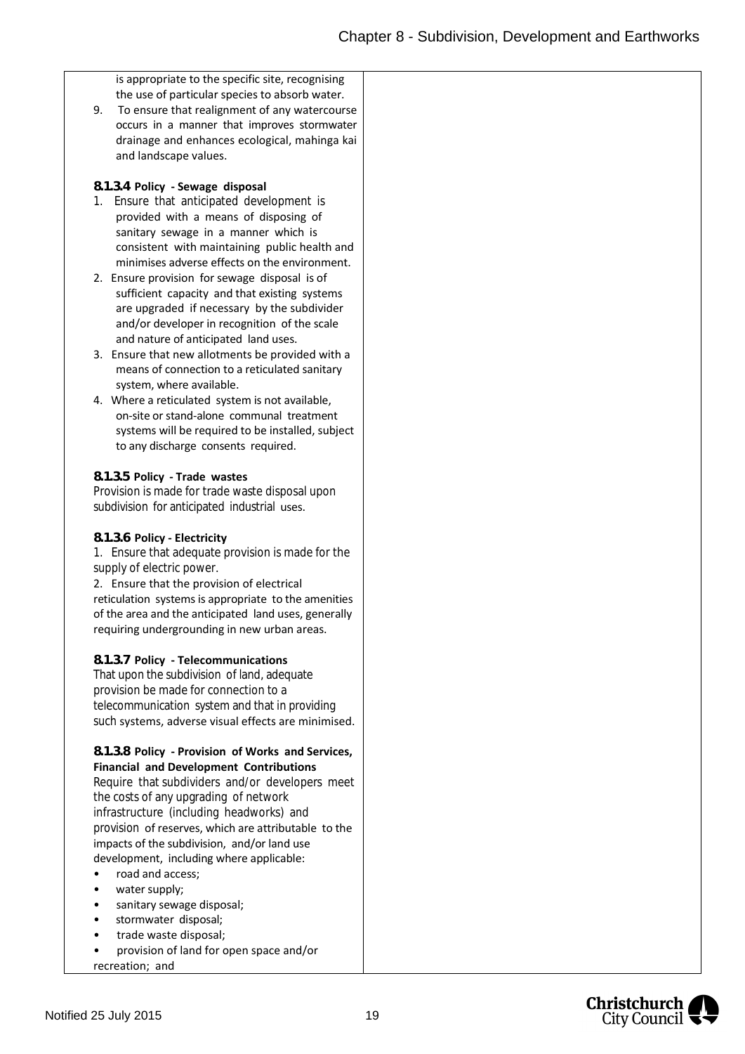is appropriate to the specific site, recognising the use of particular species to absorb water.

9. To ensure that realignment of any watercourse occurs in a manner that improves stormwater drainage and enhances ecological, mahinga kai and landscape values.

**8.1.3.4 Policy - Sewage disposal**

1. Ensure that anticipated development is provided with a means of disposing of sanitary sewage in a manner which is consistent with maintaining public health and minimises adverse effects on the environment.
2. Ensure provision for sewage disposal is of sufficient capacity and that existing systems are upgraded if necessary by the subdivider and/or developer in recognition of the scale and nature of anticipated land uses.
3. Ensure that new allotments be provided with a means of connection to a reticulated sanitary system, where available.
4. Where a reticulated system is not available, on-site or stand-alone communal treatment systems will be required to be installed, subject to any discharge consents required.

**8.1.3.5 Policy - Trade wastes**

Provision is made for trade waste disposal upon subdivision for anticipated industrial uses.

**8.1.3.6 Policy - Electricity**

1. Ensure that adequate provision is made for the supply of electric power.
2. Ensure that the provision of electrical reticulation systems is appropriate to the amenities of the area and the anticipated land uses, generally requiring undergrounding in new urban areas.

**8.1.3.7 Policy - Telecommunications**

That upon the subdivision of land, adequate provision be made for connection to a telecommunication system and that in providing such systems, adverse visual effects are minimised.

**8.1.3.8 Policy - Provision of Works and Services, Financial and Development Contributions**

Require that subdividers and/or developers meet the costs of any upgrading of network infrastructure (including headworks) and provision of reserves, which are attributable to the impacts of the subdivision, and/or land use development, including where applicable:

- road and access;
- water supply;
- sanitary sewage disposal;
- stormwater disposal;
- trade waste disposal;
- provision of land for open space and/or recreation; and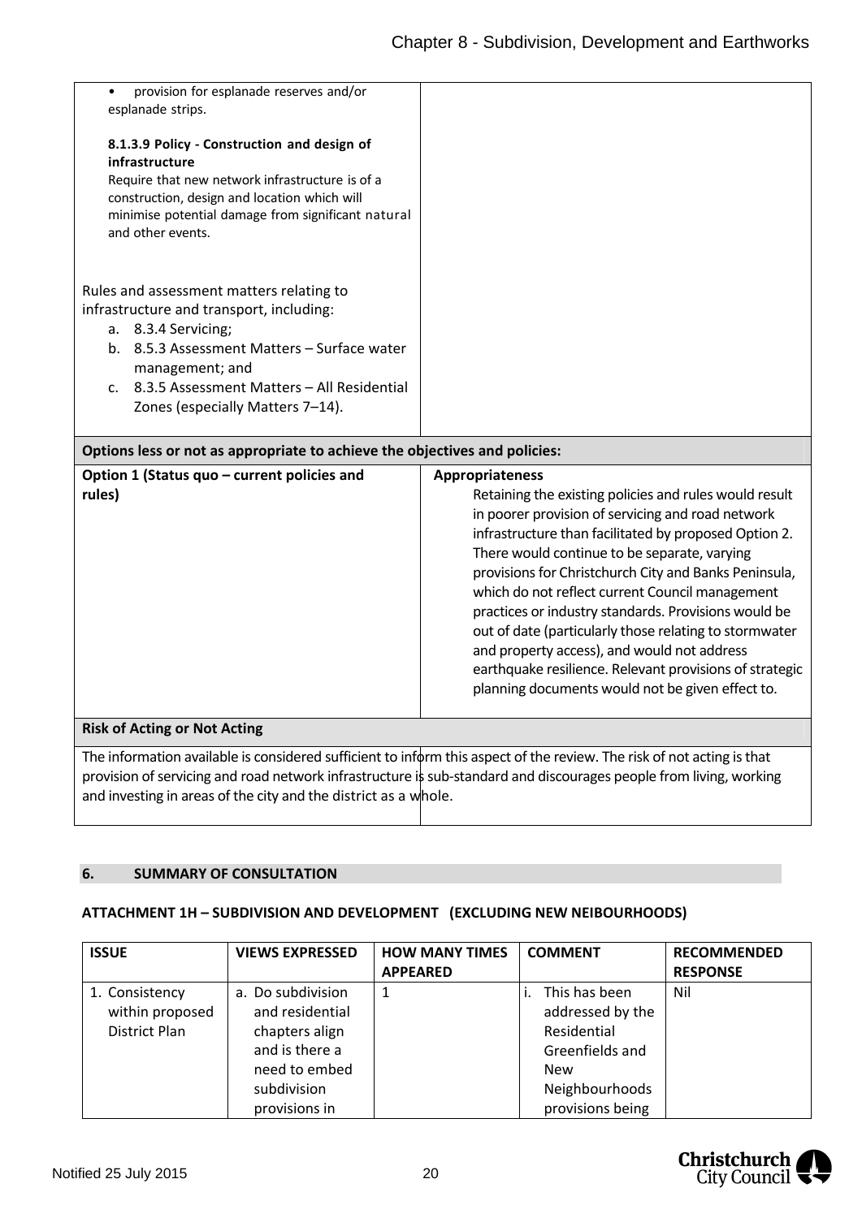| | |
|---|---|
| • provision for esplanade reserves and/or esplanade strips.<br><br>**8.1.3.9 Policy - Construction and design of infrastructure**<br>Require that new network infrastructure is of a construction, design and location which will minimise potential damage from significant natural and other events.<br><br>Rules and assessment matters relating to infrastructure and transport, including:<br>a. 8.3.4 Servicing;<br>b. 8.5.3 Assessment Matters – Surface water management; and<br>c. 8.3.5 Assessment Matters – All Residential Zones (especially Matters 7–14). | |
| **Options less or not as appropriate to achieve the objectives and policies:** | |
| **Option 1 (Status quo – current policies and rules)** | **Appropriateness**<br>Retaining the existing policies and rules would result in poorer provision of servicing and road network infrastructure than facilitated by proposed Option 2. There would continue to be separate, varying provisions for Christchurch City and Banks Peninsula, which do not reflect current Council management practices or industry standards. Provisions would be out of date (particularly those relating to stormwater and property access), and would not address earthquake resilience. Relevant provisions of strategic planning documents would not be given effect to. |
| **Risk of Acting or Not Acting** | |
| The information available is considered sufficient to inform this aspect of the review. The risk of not acting is that provision of servicing and road network infrastructure is sub-standard and discourages people from living, working and investing in areas of the city and the district as a whole. | |

## 6. SUMMARY OF CONSULTATION

**ATTACHMENT 1H – SUBDIVISION AND DEVELOPMENT (EXCLUDING NEW NEIBOURHOODS)**

| ISSUE | VIEWS EXPRESSED | HOW MANY TIMES APPEARED | COMMENT | RECOMMENDED RESPONSE |
|---|---|---|---|---|
| 1. Consistency within proposed District Plan | a. Do subdivision and residential chapters align and is there a need to embed subdivision provisions in | 1 | i. This has been addressed by the Residential Greenfields and New Neighbourhoods provisions being | Nil |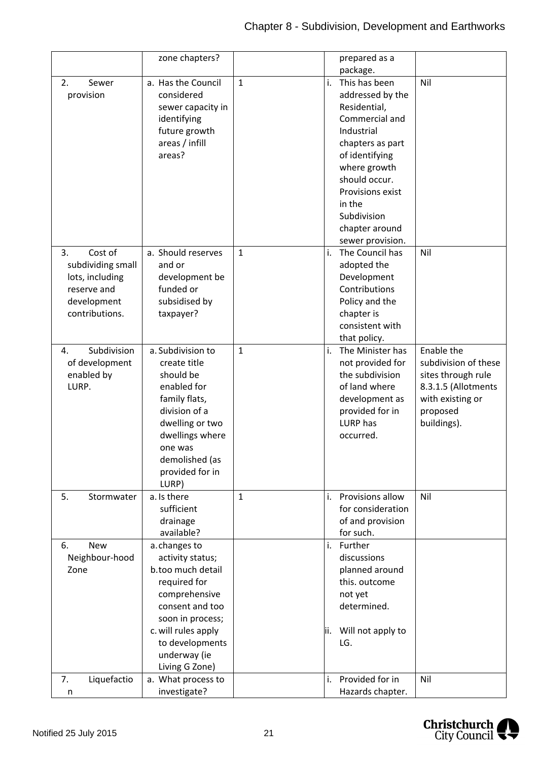| | zone chapters? | | prepared as a package. | |
|---|---|---|---|---|
| 2. Sewer provision | a. Has the Council considered sewer capacity in identifying future growth areas / infill areas? | 1 | i. This has been addressed by the Residential, Commercial and Industrial chapters as part of identifying where growth should occur. Provisions exist in the Subdivision chapter around sewer provision. | Nil |
| 3. Cost of subdividing small lots, including reserve and development contributions. | a. Should reserves and or development be funded or subsidised by taxpayer? | 1 | i. The Council has adopted the Development Contributions Policy and the chapter is consistent with that policy. | Nil |
| 4. Subdivision of development enabled by LURP. | a. Subdivision to create title should be enabled for family flats, division of a dwelling or two dwellings where one was demolished (as provided for in LURP) | 1 | i. The Minister has not provided for the subdivision of land where development as provided for in LURP has occurred. | Enable the subdivision of these sites through rule 8.3.1.5 (Allotments with existing or proposed buildings). |
| 5. Stormwater | a. Is there sufficient drainage available? | 1 | i. Provisions allow for consideration of and provision for such. | Nil |
| 6. New Neighbour-hood Zone | a. changes to activity status;<br>b. too much detail required for comprehensive consent and too soon in process;<br>c. will rules apply to developments underway (ie Living G Zone) | | i. Further discussions planned around this. outcome not yet determined.<br>ii. Will not apply to LG. | |
| 7. Liquefaction | a. What process to investigate? | | i. Provided for in Hazards chapter. | Nil |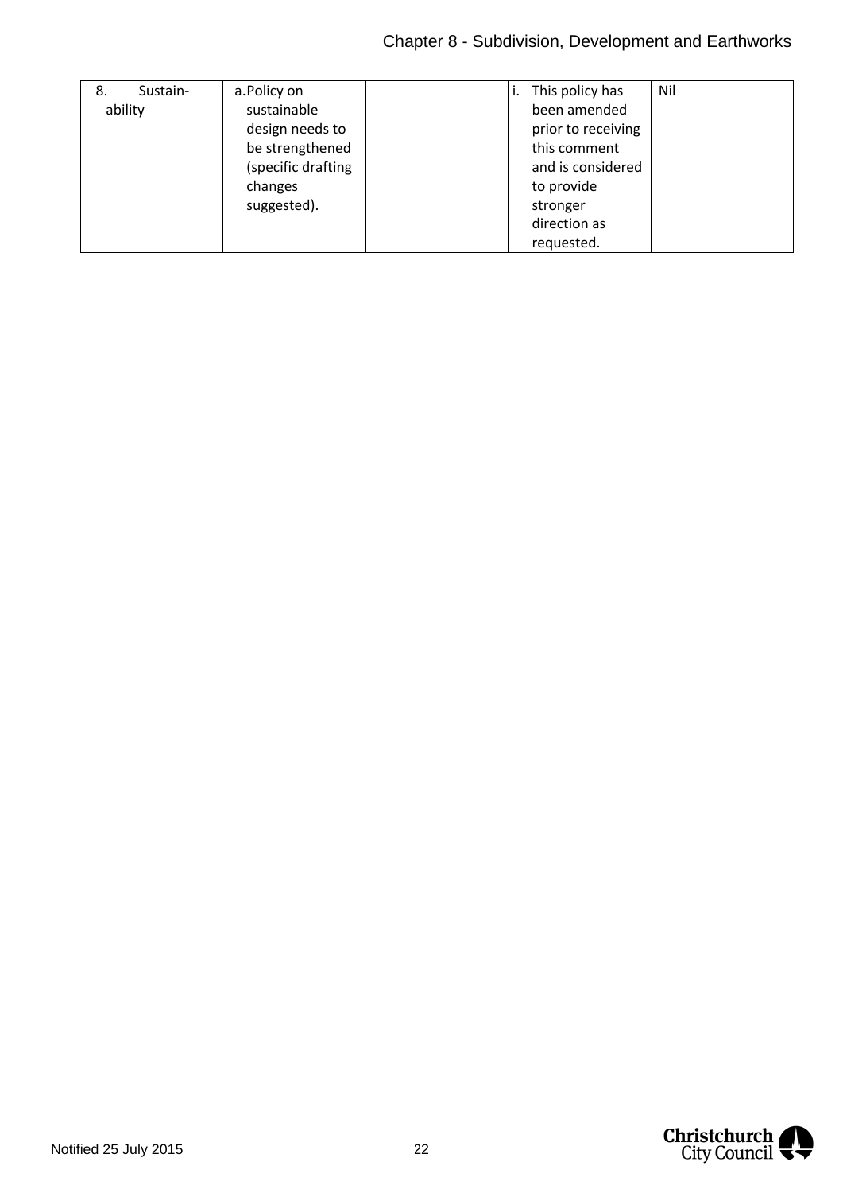| | | | | |
|---|---|---|---|---|
| 8. Sustain-ability | a. Policy on sustainable design needs to be strengthened (specific drafting changes suggested). | | i. This policy has been amended prior to receiving this comment and is considered to provide stronger direction as requested. | Nil |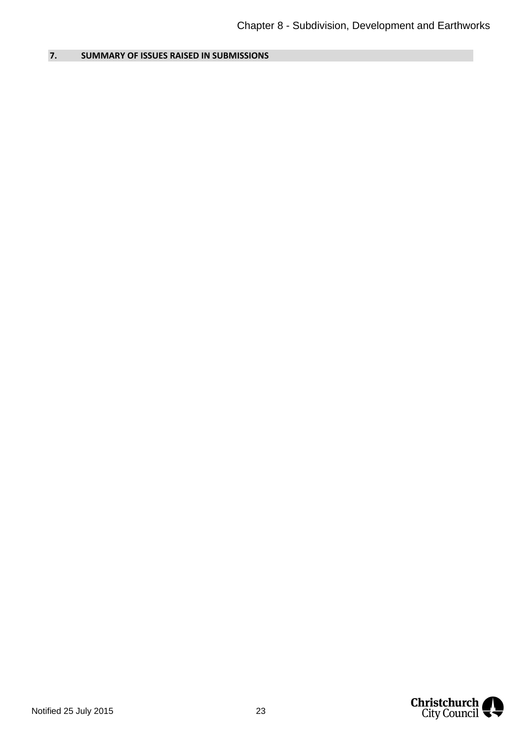## 7. SUMMARY OF ISSUES RAISED IN SUBMISSIONS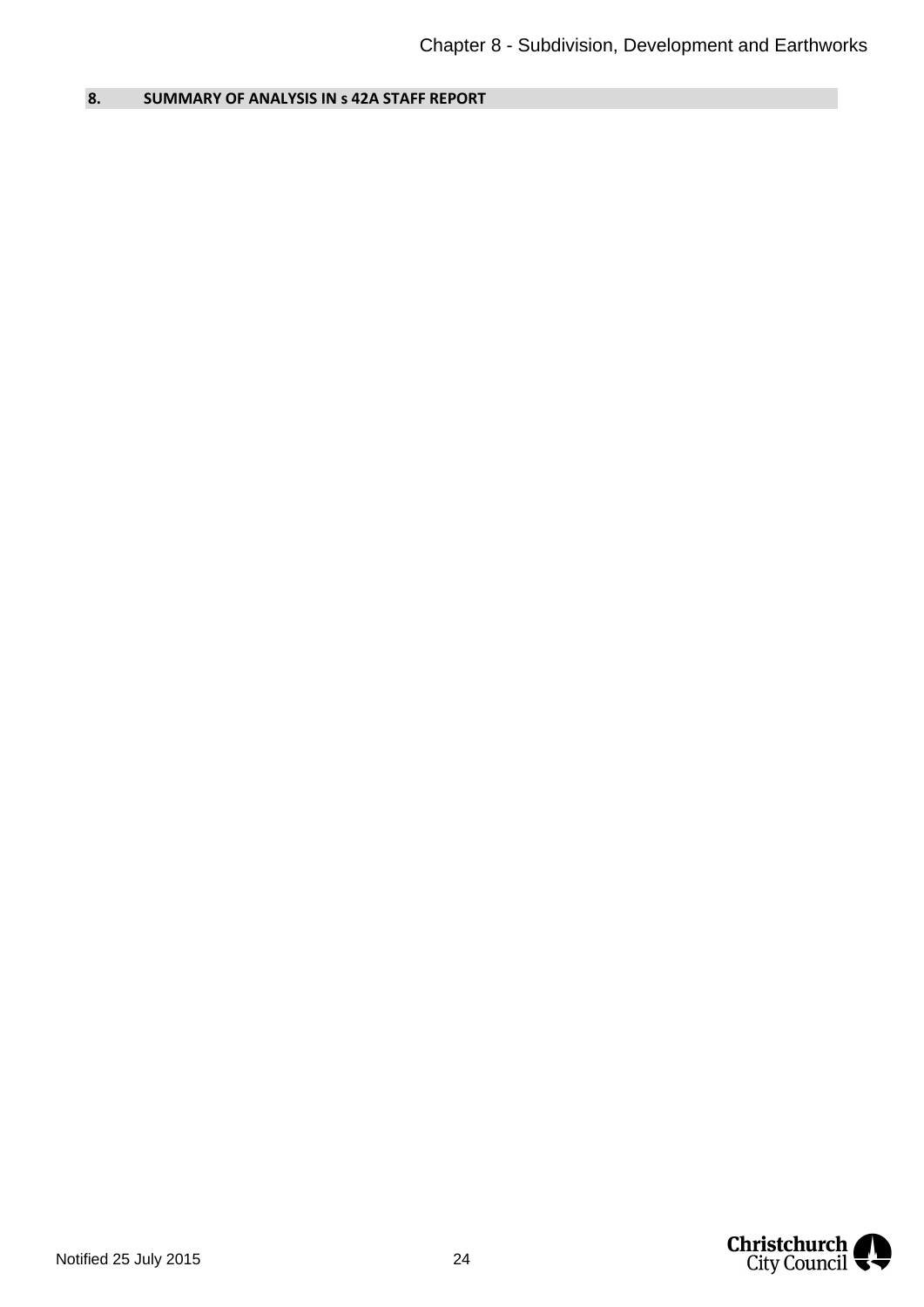## 8. SUMMARY OF ANALYSIS IN s 42A STAFF REPORT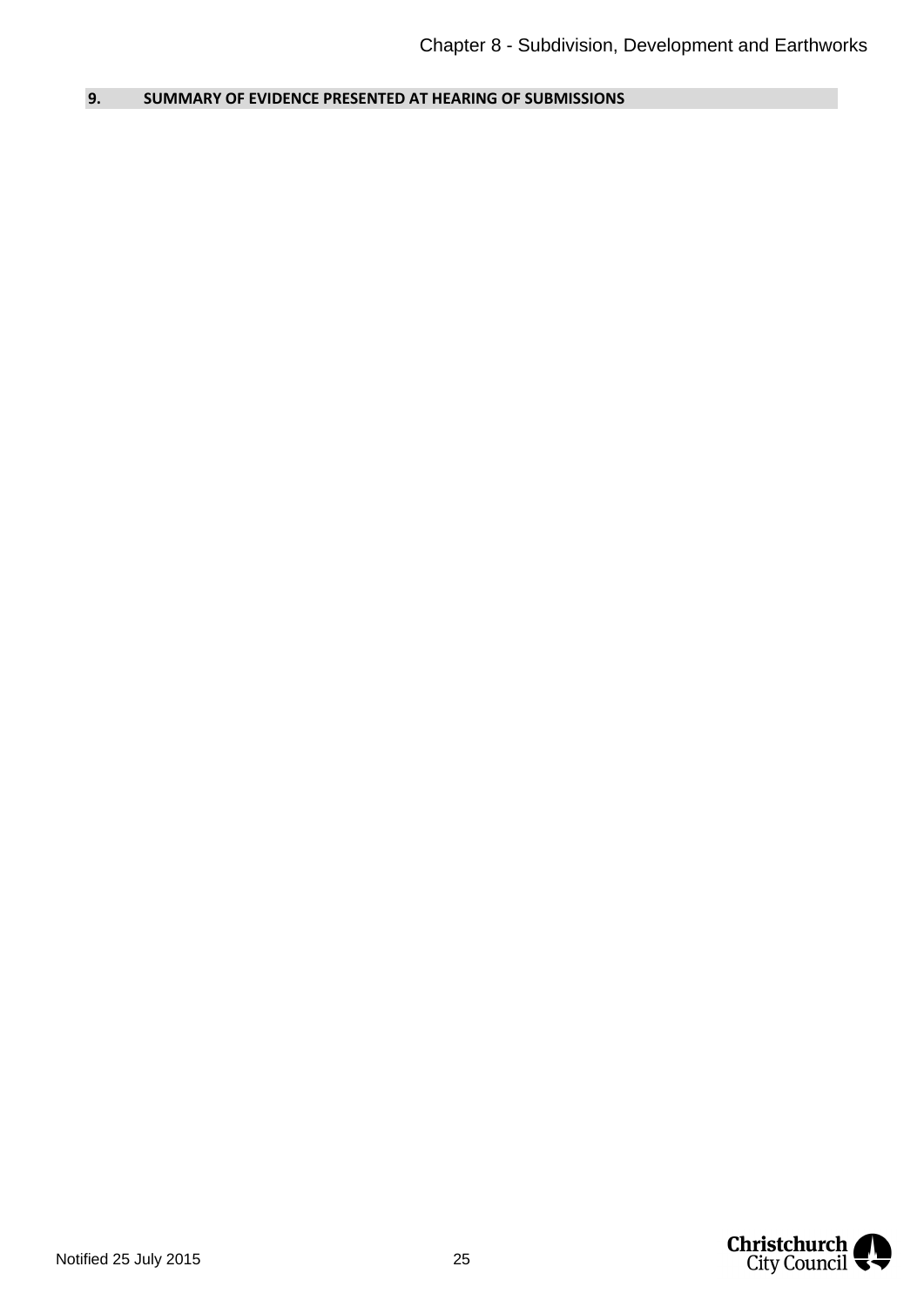## 9. SUMMARY OF EVIDENCE PRESENTED AT HEARING OF SUBMISSIONS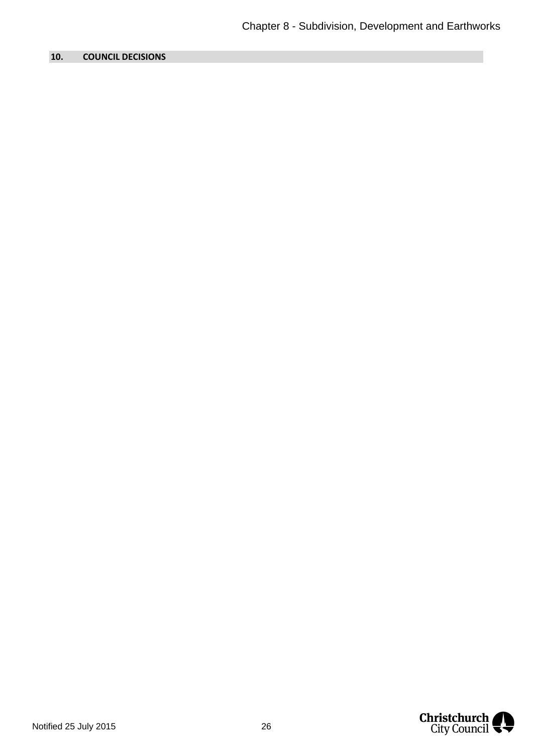## 10. COUNCIL DECISIONS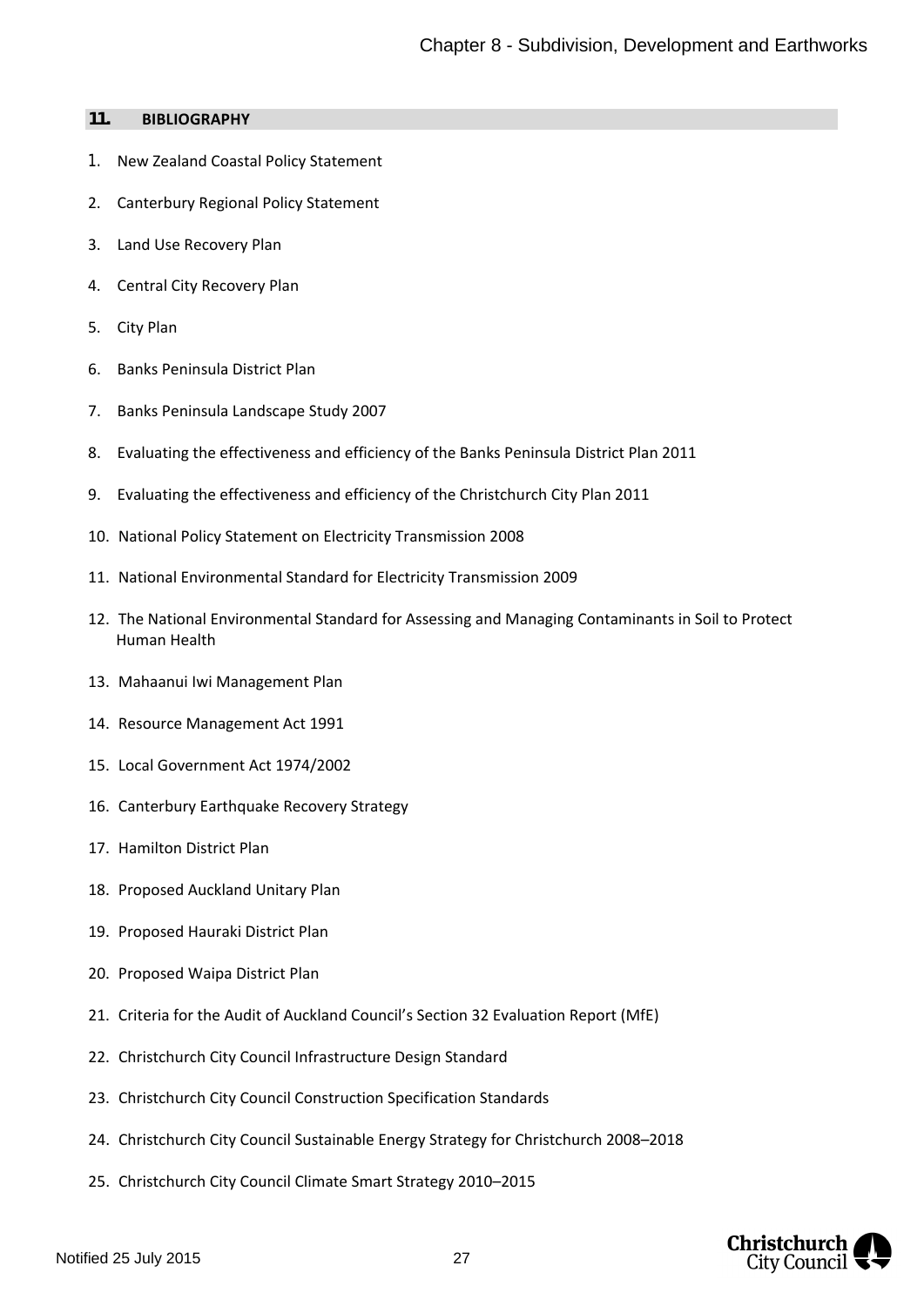## 11. BIBLIOGRAPHY

1. New Zealand Coastal Policy Statement
2. Canterbury Regional Policy Statement
3. Land Use Recovery Plan
4. Central City Recovery Plan
5. City Plan
6. Banks Peninsula District Plan
7. Banks Peninsula Landscape Study 2007
8. Evaluating the effectiveness and efficiency of the Banks Peninsula District Plan 2011
9. Evaluating the effectiveness and efficiency of the Christchurch City Plan 2011
10. National Policy Statement on Electricity Transmission 2008
11. National Environmental Standard for Electricity Transmission 2009
12. The National Environmental Standard for Assessing and Managing Contaminants in Soil to Protect Human Health
13. Mahaanui Iwi Management Plan
14. Resource Management Act 1991
15. Local Government Act 1974/2002
16. Canterbury Earthquake Recovery Strategy
17. Hamilton District Plan
18. Proposed Auckland Unitary Plan
19. Proposed Hauraki District Plan
20. Proposed Waipa District Plan
21. Criteria for the Audit of Auckland Council's Section 32 Evaluation Report (MfE)
22. Christchurch City Council Infrastructure Design Standard
23. Christchurch City Council Construction Specification Standards
24. Christchurch City Council Sustainable Energy Strategy for Christchurch 2008–2018
25. Christchurch City Council Climate Smart Strategy 2010–2015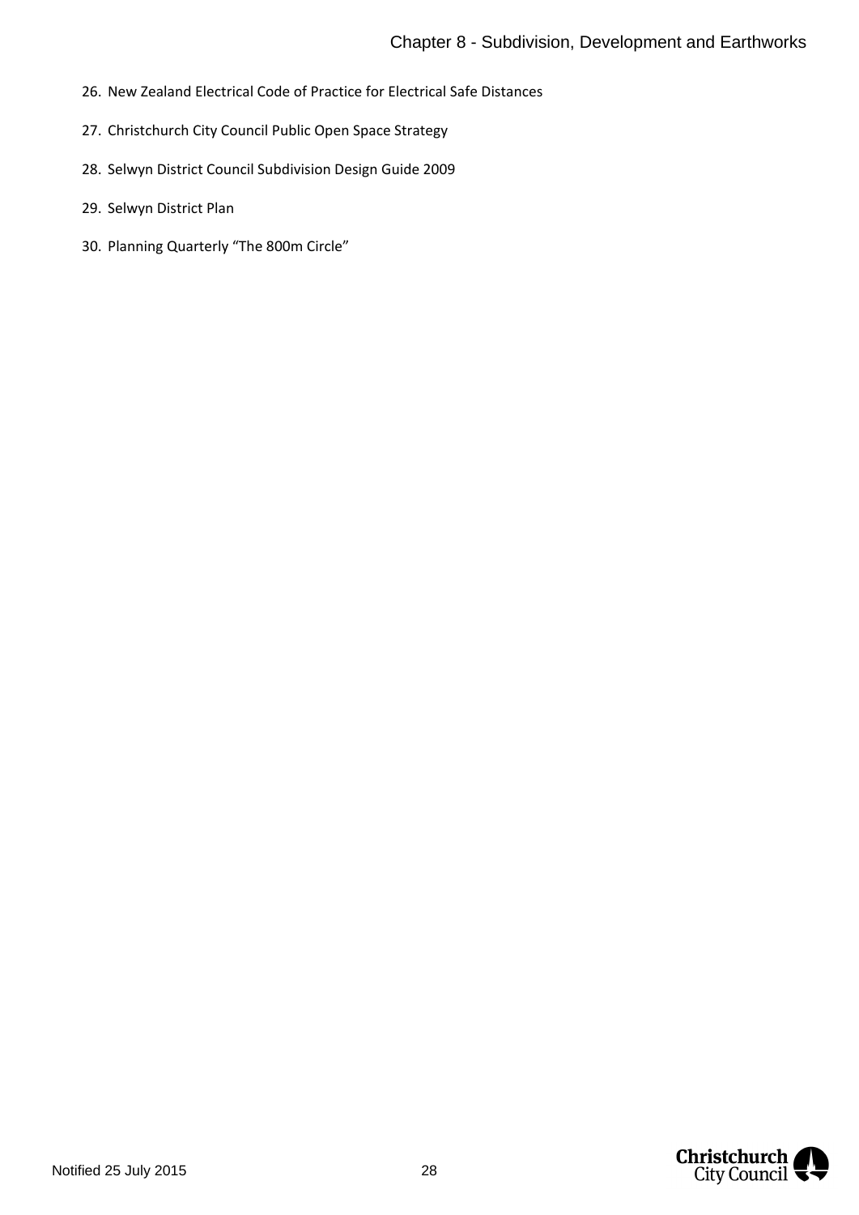26. New Zealand Electrical Code of Practice for Electrical Safe Distances
27. Christchurch City Council Public Open Space Strategy
28. Selwyn District Council Subdivision Design Guide 2009
29. Selwyn District Plan
30. Planning Quarterly “The 800m Circle”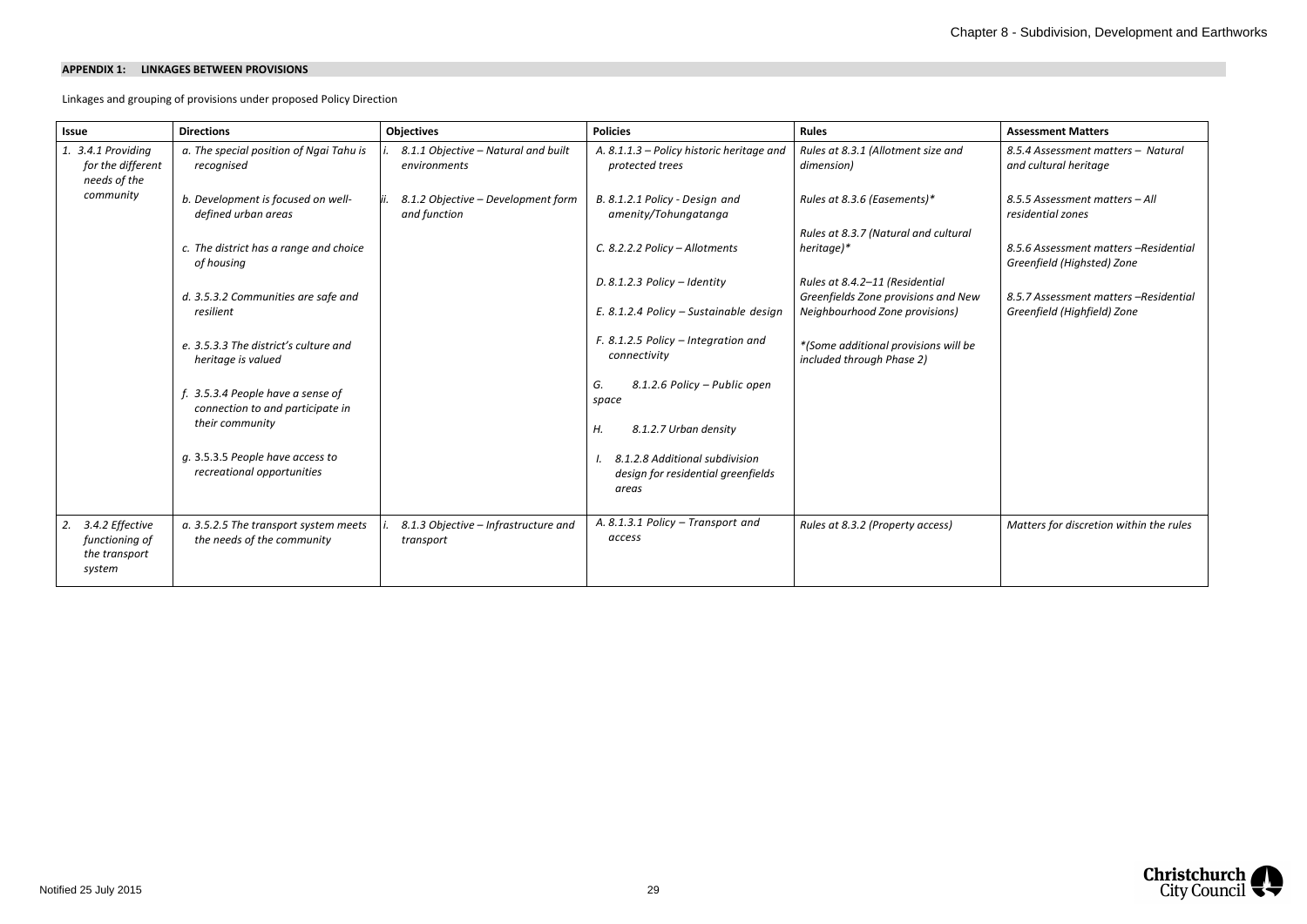**APPENDIX 1: LINKAGES BETWEEN PROVISIONS**

Linkages and grouping of provisions under proposed Policy Direction

| Issue | Directions | Objectives | Policies | Rules | Assessment Matters |
|---|---|---|---|---|---|
| *1. 3.4.1 Providing for the different needs of the community* | *a. The special position of Ngai Tahu is recognised*<br><br>*b. Development is focused on well-defined urban areas*<br><br>*c. The district has a range and choice of housing*<br><br>*d. 3.5.3.2 Communities are safe and resilient*<br><br>*e. 3.5.3.3 The district's culture and heritage is valued*<br><br>*f. 3.5.3.4 People have a sense of connection to and participate in their community*<br><br>g. 3.5.3.5 *People have access to recreational opportunities* | *i. 8.1.1 Objective – Natural and built environments*<br><br>*ii. 8.1.2 Objective – Development form and function* | *A. 8.1.1.3 – Policy historic heritage and protected trees*<br><br>*B. 8.1.2.1 Policy - Design and amenity/Tohungatanga*<br><br>*C. 8.2.2.2 Policy – Allotments*<br><br>*D. 8.1.2.3 Policy – Identity*<br><br>*E. 8.1.2.4 Policy – Sustainable design*<br><br>*F. 8.1.2.5 Policy – Integration and connectivity*<br><br>*G. 8.1.2.6 Policy – Public open space*<br><br>*H. 8.1.2.7 Urban density*<br><br>*I. 8.1.2.8 Additional subdivision design for residential greenfields areas* | *Rules at 8.3.1 (Allotment size and dimension)*<br><br>*Rules at 8.3.6 (Easements)**<br><br>*Rules at 8.3.7 (Natural and cultural heritage)**<br><br>*Rules at 8.4.2–11 (Residential Greenfields Zone provisions and New Neighbourhood Zone provisions)*<br><br>**(Some additional provisions will be included through Phase 2)* | *8.5.4 Assessment matters – Natural and cultural heritage*<br><br>*8.5.5 Assessment matters – All residential zones*<br><br>*8.5.6 Assessment matters –Residential Greenfield (Highsted) Zone*<br><br>*8.5.7 Assessment matters –Residential Greenfield (Highfield) Zone* |
| *2. 3.4.2 Effective functioning of the transport system* | *a. 3.5.2.5 The transport system meets the needs of the community* | *i. 8.1.3 Objective – Infrastructure and transport* | *A. 8.1.3.1 Policy – Transport and access* | *Rules at 8.3.2 (Property access)* | *Matters for discretion within the rules* |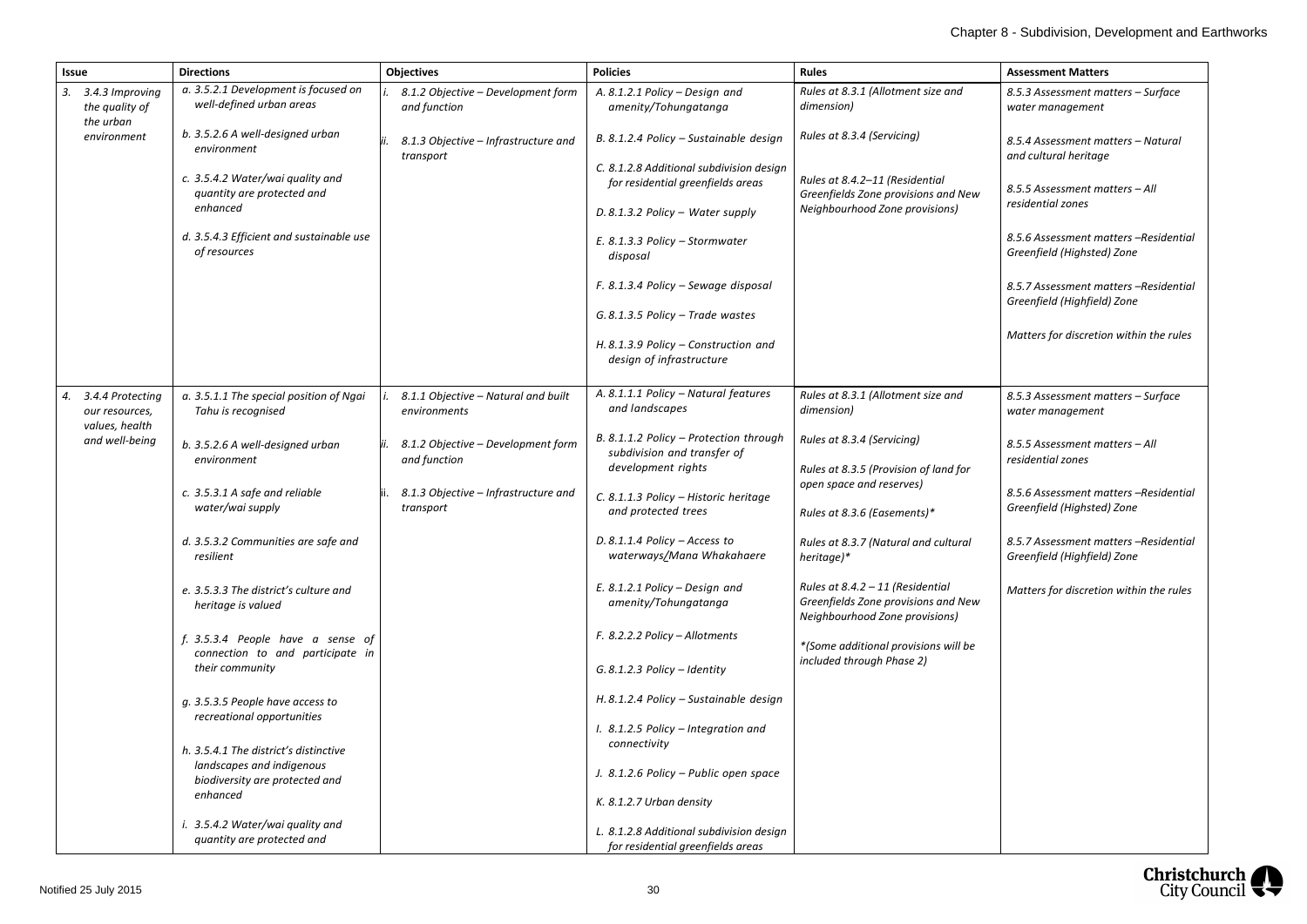| Issue | Directions | Objectives | Policies | Rules | Assessment Matters |
|---|---|---|---|---|---|
| 3. *3.4.3 Improving the quality of the urban environment* | *a. 3.5.2.1 Development is focused on well-defined urban areas*<br><br>*b. 3.5.2.6 A well-designed urban environment*<br><br>*c. 3.5.4.2 Water/wai quality and quantity are protected and enhanced*<br><br>*d. 3.5.4.3 Efficient and sustainable use of resources* | *i. 8.1.2 Objective – Development form and function*<br><br>*ii. 8.1.3 Objective – Infrastructure and transport* | *A. 8.1.2.1 Policy – Design and amenity/Tohungatanga*<br><br>*B. 8.1.2.4 Policy – Sustainable design*<br><br>*C. 8.1.2.8 Additional subdivision design for residential greenfields areas*<br><br>*D. 8.1.3.2 Policy – Water supply*<br><br>*E. 8.1.3.3 Policy – Stormwater disposal*<br><br>*F. 8.1.3.4 Policy – Sewage disposal*<br><br>*G. 8.1.3.5 Policy – Trade wastes*<br><br>*H. 8.1.3.9 Policy – Construction and design of infrastructure* | *Rules at 8.3.1 (Allotment size and dimension)*<br><br>*Rules at 8.3.4 (Servicing)*<br><br>*Rules at 8.4.2–11 (Residential Greenfields Zone provisions and New Neighbourhood Zone provisions)* | *8.5.3 Assessment matters – Surface water management*<br><br>*8.5.4 Assessment matters – Natural and cultural heritage*<br><br>*8.5.5 Assessment matters – All residential zones*<br><br>*8.5.6 Assessment matters –Residential Greenfield (Highsted) Zone*<br><br>*8.5.7 Assessment matters –Residential Greenfield (Highfield) Zone*<br><br>*Matters for discretion within the rules* |
| 4. *3.4.4 Protecting our resources, values, health and well-being* | *a. 3.5.1.1 The special position of Ngai Tahu is recognised*<br><br>*b. 3.5.2.6 A well-designed urban environment*<br><br>*c. 3.5.3.1 A safe and reliable water/wai supply*<br><br>*d. 3.5.3.2 Communities are safe and resilient*<br><br>*e. 3.5.3.3 The district's culture and heritage is valued*<br><br>*f. 3.5.3.4 People have a sense of connection to and participate in their community*<br><br>*g. 3.5.3.5 People have access to recreational opportunities*<br><br>*h. 3.5.4.1 The district's distinctive landscapes and indigenous biodiversity are protected and enhanced*<br><br>*i. 3.5.4.2 Water/wai quality and quantity are protected and* | *i. 8.1.1 Objective – Natural and built environments*<br><br>*ii. 8.1.2 Objective – Development form and function*<br><br>*iii. 8.1.3 Objective – Infrastructure and transport* | *A. 8.1.1.1 Policy – Natural features and landscapes*<br><br>*B. 8.1.1.2 Policy – Protection through subdivision and transfer of development rights*<br><br>*C. 8.1.1.3 Policy – Historic heritage and protected trees*<br><br>*D. 8.1.1.4 Policy – Access to waterways/Mana Whakahaere*<br><br>*E. 8.1.2.1 Policy – Design and amenity/Tohungatanga*<br><br>*F. 8.2.2.2 Policy – Allotments*<br><br>*G. 8.1.2.3 Policy – Identity*<br><br>*H. 8.1.2.4 Policy – Sustainable design*<br><br>*I. 8.1.2.5 Policy – Integration and connectivity*<br><br>*J. 8.1.2.6 Policy – Public open space*<br><br>*K. 8.1.2.7 Urban density*<br><br>*L. 8.1.2.8 Additional subdivision design for residential greenfields areas* | *Rules at 8.3.1 (Allotment size and dimension)*<br><br>*Rules at 8.3.4 (Servicing)*<br><br>*Rules at 8.3.5 (Provision of land for open space and reserves)*<br><br>*Rules at 8.3.6 (Easements)**<br><br>*Rules at 8.3.7 (Natural and cultural heritage)**<br><br>*Rules at 8.4.2 – 11 (Residential Greenfields Zone provisions and New Neighbourhood Zone provisions)*<br><br>**(Some additional provisions will be included through Phase 2)* | *8.5.3 Assessment matters – Surface water management*<br><br>*8.5.5 Assessment matters – All residential zones*<br><br>*8.5.6 Assessment matters –Residential Greenfield (Highsted) Zone*<br><br>*8.5.7 Assessment matters –Residential Greenfield (Highfield) Zone*<br><br>*Matters for discretion within the rules* |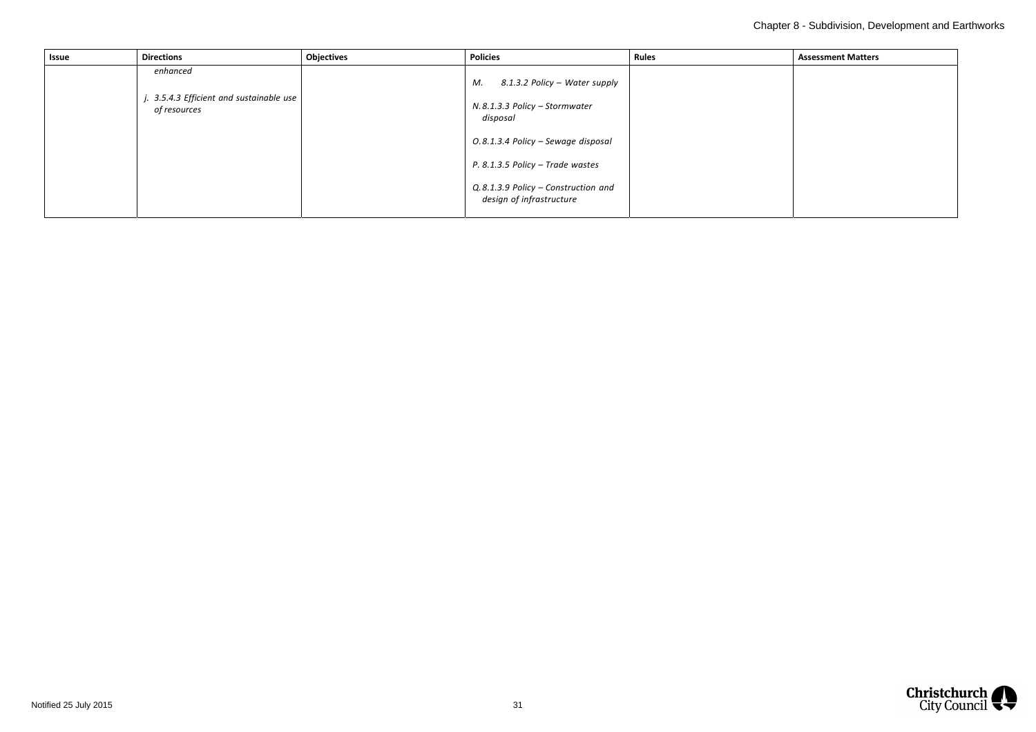| Issue | Directions | Objectives | Policies | Rules | Assessment Matters |
|---|---|---|---|---|---|
| | *enhanced*<br><br>*j. 3.5.4.3 Efficient and sustainable use of resources* | | *M. 8.1.3.2 Policy – Water supply*<br><br>*N. 8.1.3.3 Policy – Stormwater disposal*<br><br>*O. 8.1.3.4 Policy – Sewage disposal*<br><br>*P. 8.1.3.5 Policy – Trade wastes*<br><br>*Q. 8.1.3.9 Policy – Construction and design of infrastructure* | | |